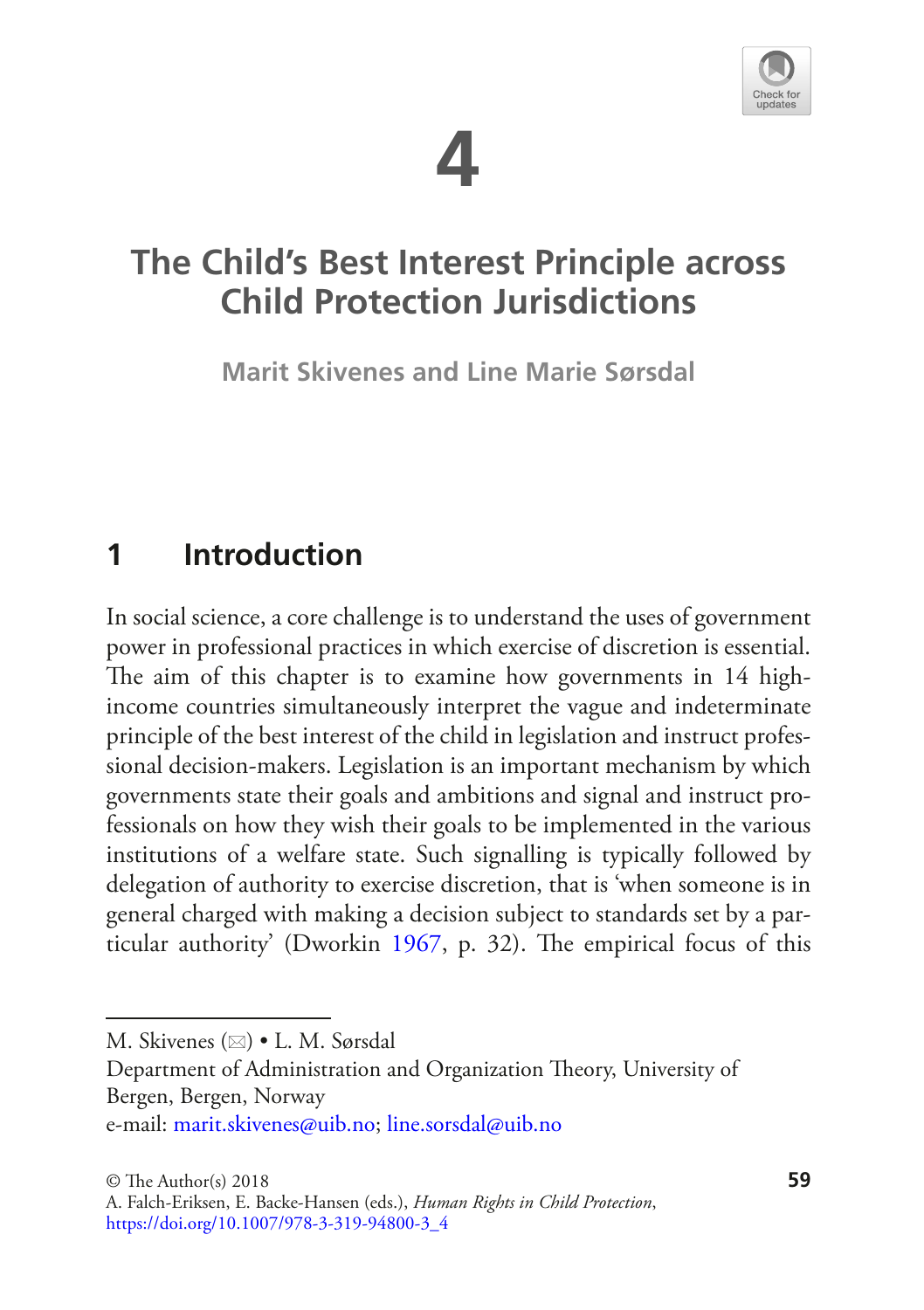# 4

# The Child's Best Interest Principle across Child Protection Jurisdictions

**Marit Skivenes and Line Marie Sørsdal**

## 1 Introduction

In social science, a core challenge is to understand the uses of government power in professional practices in which exercise of discretion is essential. The aim of this chapter is to examine how governments in 14 high-income countries simultaneously interpret the vague and indeterminate principle of the best interest of the child in legislation and instruct professional decision-makers. Legislation is an important mechanism by which governments state their goals and ambitions and signal and instruct professionals on how they wish their goals to be implemented in the various institutions of a welfare state. Such signalling is typically followed by delegation of authority to exercise discretion, that is 'when someone is in general charged with making a decision subject to standards set by a particular authority' (Dworkin 1967, p. 32). The empirical focus of this

---

M. Skivenes (✉) • L. M. Sørsdal
Department of Administration and Organization Theory, University of Bergen, Bergen, Norway
e-mail: marit.skivenes@uib.no; line.sorsdal@uib.no

© The Author(s) 2018
A. Falch-Eriksen, E. Backe-Hansen (eds.), *Human Rights in Child Protection*,
https://doi.org/10.1007/978-3-319-94800-3_4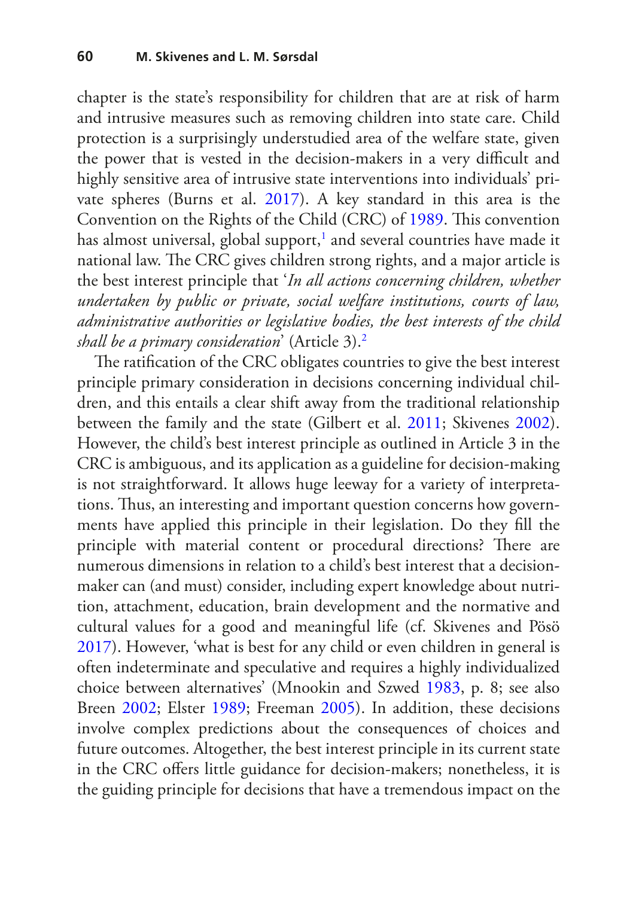chapter is the state's responsibility for children that are at risk of harm and intrusive measures such as removing children into state care. Child protection is a surprisingly understudied area of the welfare state, given the power that is vested in the decision-makers in a very difficult and highly sensitive area of intrusive state interventions into individuals' private spheres (Burns et al. 2017). A key standard in this area is the Convention on the Rights of the Child (CRC) of 1989. This convention has almost universal, global support,[1] and several countries have made it national law. The CRC gives children strong rights, and a major article is the best interest principle that '*In all actions concerning children, whether undertaken by public or private, social welfare institutions, courts of law, administrative authorities or legislative bodies, the best interests of the child shall be a primary consideration*' (Article 3).[2]

The ratification of the CRC obligates countries to give the best interest principle primary consideration in decisions concerning individual children, and this entails a clear shift away from the traditional relationship between the family and the state (Gilbert et al. 2011; Skivenes 2002). However, the child's best interest principle as outlined in Article 3 in the CRC is ambiguous, and its application as a guideline for decision-making is not straightforward. It allows huge leeway for a variety of interpretations. Thus, an interesting and important question concerns how governments have applied this principle in their legislation. Do they fill the principle with material content or procedural directions? There are numerous dimensions in relation to a child's best interest that a decision-maker can (and must) consider, including expert knowledge about nutrition, attachment, education, brain development and the normative and cultural values for a good and meaningful life (cf. Skivenes and Pösö 2017). However, 'what is best for any child or even children in general is often indeterminate and speculative and requires a highly individualized choice between alternatives' (Mnookin and Szwed 1983, p. 8; see also Breen 2002; Elster 1989; Freeman 2005). In addition, these decisions involve complex predictions about the consequences of choices and future outcomes. Altogether, the best interest principle in its current state in the CRC offers little guidance for decision-makers; nonetheless, it is the guiding principle for decisions that have a tremendous impact on the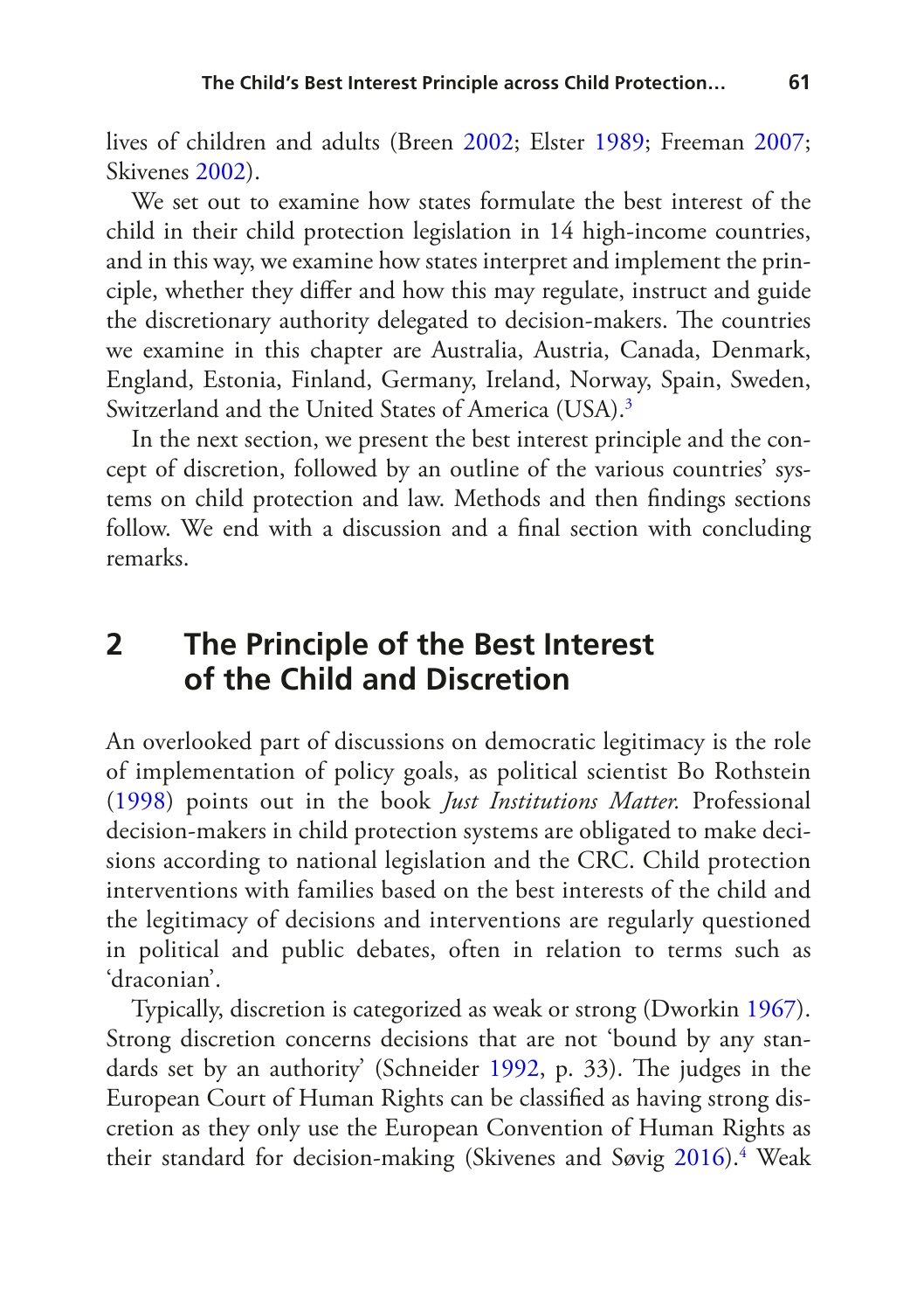lives of children and adults (Breen 2002; Elster 1989; Freeman 2007; Skivenes 2002).

We set out to examine how states formulate the best interest of the child in their child protection legislation in 14 high-income countries, and in this way, we examine how states interpret and implement the principle, whether they differ and how this may regulate, instruct and guide the discretionary authority delegated to decision-makers. The countries we examine in this chapter are Australia, Austria, Canada, Denmark, England, Estonia, Finland, Germany, Ireland, Norway, Spain, Sweden, Switzerland and the United States of America (USA).[3]

In the next section, we present the best interest principle and the concept of discretion, followed by an outline of the various countries' systems on child protection and law. Methods and then findings sections follow. We end with a discussion and a final section with concluding remarks.

## 2 The Principle of the Best Interest of the Child and Discretion

An overlooked part of discussions on democratic legitimacy is the role of implementation of policy goals, as political scientist Bo Rothstein (1998) points out in the book *Just Institutions Matter.* Professional decision-makers in child protection systems are obligated to make decisions according to national legislation and the CRC. Child protection interventions with families based on the best interests of the child and the legitimacy of decisions and interventions are regularly questioned in political and public debates, often in relation to terms such as 'draconian'.

Typically, discretion is categorized as weak or strong (Dworkin 1967). Strong discretion concerns decisions that are not 'bound by any standards set by an authority' (Schneider 1992, p. 33). The judges in the European Court of Human Rights can be classified as having strong discretion as they only use the European Convention of Human Rights as their standard for decision-making (Skivenes and Søvig 2016).[4] Weak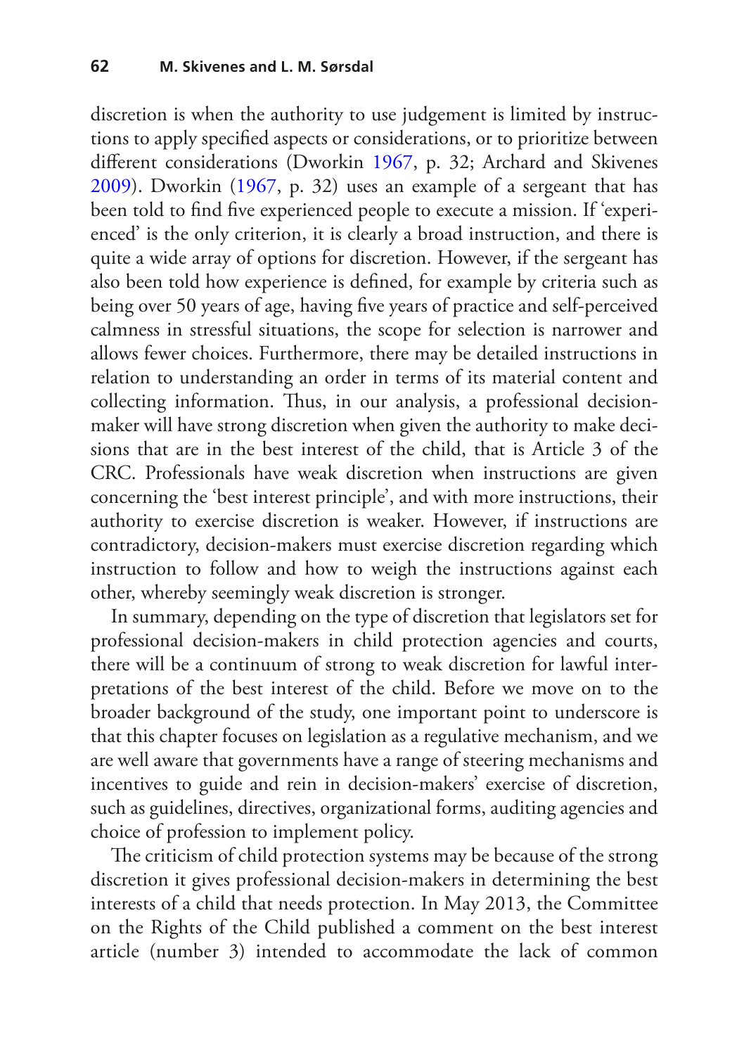discretion is when the authority to use judgement is limited by instructions to apply specified aspects or considerations, or to prioritize between different considerations (Dworkin 1967, p. 32; Archard and Skivenes 2009). Dworkin (1967, p. 32) uses an example of a sergeant that has been told to find five experienced people to execute a mission. If 'experienced' is the only criterion, it is clearly a broad instruction, and there is quite a wide array of options for discretion. However, if the sergeant has also been told how experience is defined, for example by criteria such as being over 50 years of age, having five years of practice and self-perceived calmness in stressful situations, the scope for selection is narrower and allows fewer choices. Furthermore, there may be detailed instructions in relation to understanding an order in terms of its material content and collecting information. Thus, in our analysis, a professional decision-maker will have strong discretion when given the authority to make decisions that are in the best interest of the child, that is Article 3 of the CRC. Professionals have weak discretion when instructions are given concerning the 'best interest principle', and with more instructions, their authority to exercise discretion is weaker. However, if instructions are contradictory, decision-makers must exercise discretion regarding which instruction to follow and how to weigh the instructions against each other, whereby seemingly weak discretion is stronger.

In summary, depending on the type of discretion that legislators set for professional decision-makers in child protection agencies and courts, there will be a continuum of strong to weak discretion for lawful interpretations of the best interest of the child. Before we move on to the broader background of the study, one important point to underscore is that this chapter focuses on legislation as a regulative mechanism, and we are well aware that governments have a range of steering mechanisms and incentives to guide and rein in decision-makers' exercise of discretion, such as guidelines, directives, organizational forms, auditing agencies and choice of profession to implement policy.

The criticism of child protection systems may be because of the strong discretion it gives professional decision-makers in determining the best interests of a child that needs protection. In May 2013, the Committee on the Rights of the Child published a comment on the best interest article (number 3) intended to accommodate the lack of common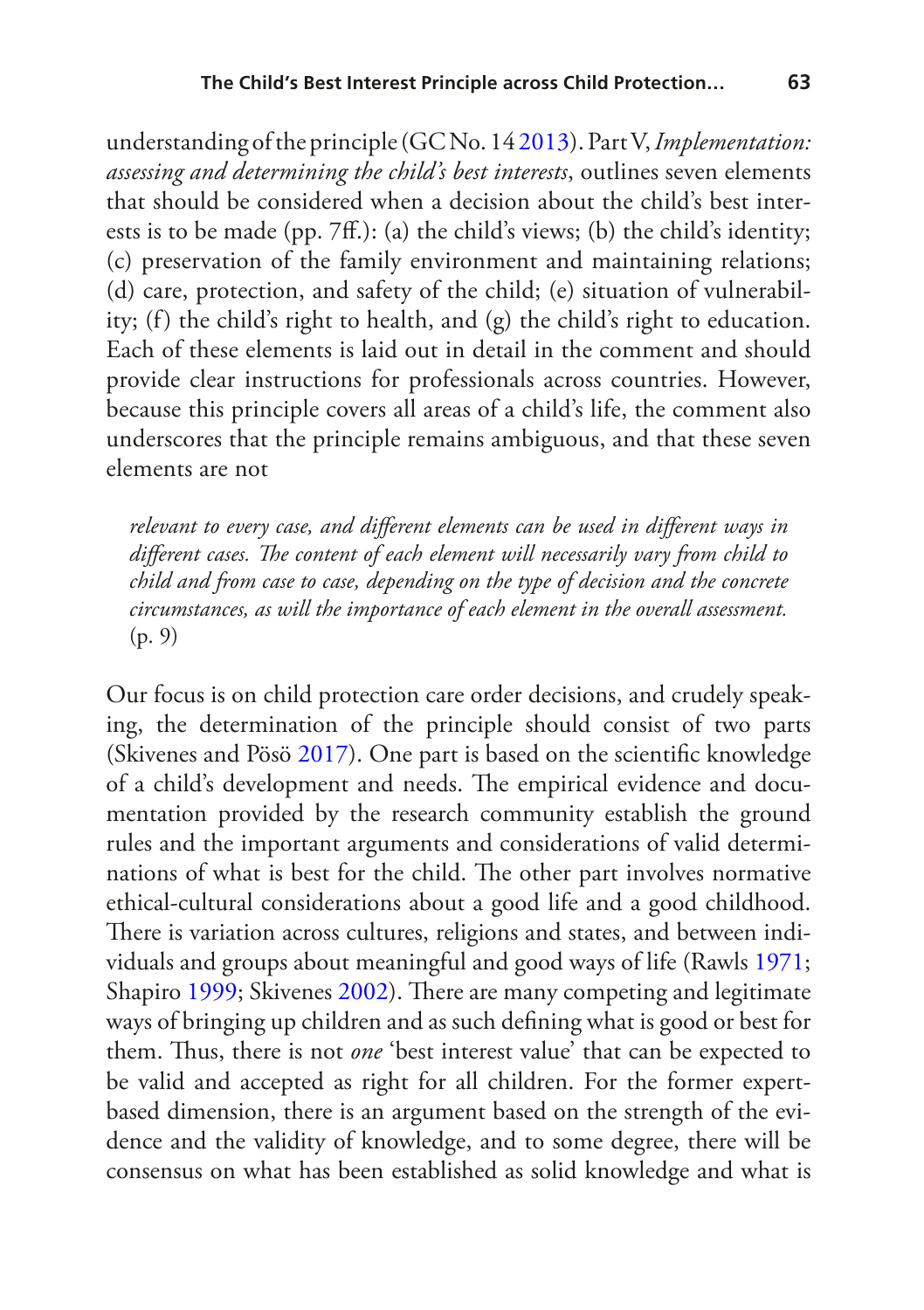understanding of the principle (GC No. 14 2013). Part V, *Implementation: assessing and determining the child's best interests*, outlines seven elements that should be considered when a decision about the child's best interests is to be made (pp. 7ff.): (a) the child's views; (b) the child's identity; (c) preservation of the family environment and maintaining relations; (d) care, protection, and safety of the child; (e) situation of vulnerability; (f) the child's right to health, and (g) the child's right to education. Each of these elements is laid out in detail in the comment and should provide clear instructions for professionals across countries. However, because this principle covers all areas of a child's life, the comment also underscores that the principle remains ambiguous, and that these seven elements are not

> *relevant to every case, and different elements can be used in different ways in different cases. The content of each element will necessarily vary from child to child and from case to case, depending on the type of decision and the concrete circumstances, as will the importance of each element in the overall assessment.* (p. 9)

Our focus is on child protection care order decisions, and crudely speaking, the determination of the principle should consist of two parts (Skivenes and Pösö 2017). One part is based on the scientific knowledge of a child's development and needs. The empirical evidence and documentation provided by the research community establish the ground rules and the important arguments and considerations of valid determinations of what is best for the child. The other part involves normative ethical-cultural considerations about a good life and a good childhood. There is variation across cultures, religions and states, and between individuals and groups about meaningful and good ways of life (Rawls 1971; Shapiro 1999; Skivenes 2002). There are many competing and legitimate ways of bringing up children and as such defining what is good or best for them. Thus, there is not *one* 'best interest value' that can be expected to be valid and accepted as right for all children. For the former expert-based dimension, there is an argument based on the strength of the evidence and the validity of knowledge, and to some degree, there will be consensus on what has been established as solid knowledge and what is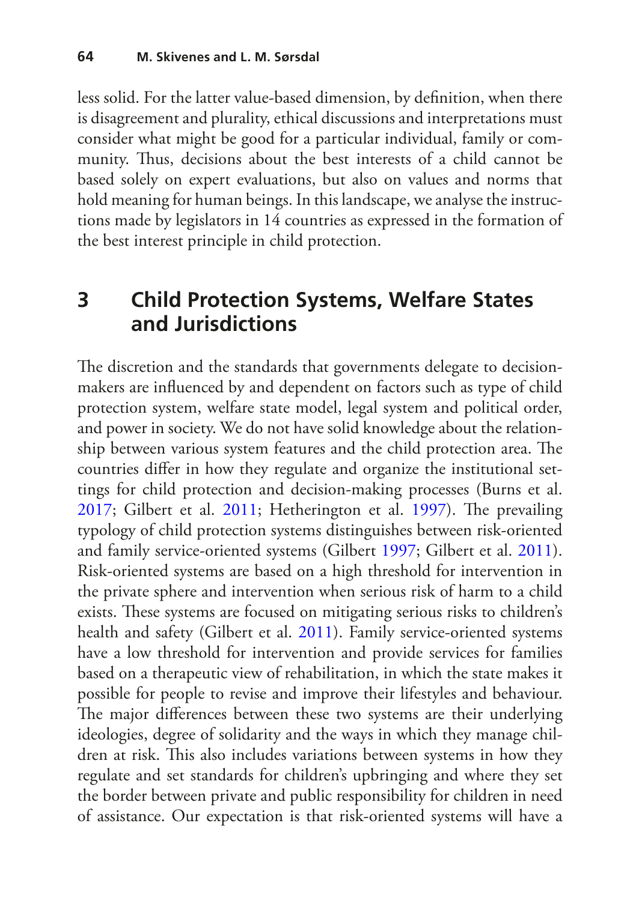less solid. For the latter value-based dimension, by definition, when there is disagreement and plurality, ethical discussions and interpretations must consider what might be good for a particular individual, family or community. Thus, decisions about the best interests of a child cannot be based solely on expert evaluations, but also on values and norms that hold meaning for human beings. In this landscape, we analyse the instructions made by legislators in 14 countries as expressed in the formation of the best interest principle in child protection.

## 3 Child Protection Systems, Welfare States and Jurisdictions

The discretion and the standards that governments delegate to decision-makers are influenced by and dependent on factors such as type of child protection system, welfare state model, legal system and political order, and power in society. We do not have solid knowledge about the relationship between various system features and the child protection area. The countries differ in how they regulate and organize the institutional settings for child protection and decision-making processes (Burns et al. 2017; Gilbert et al. 2011; Hetherington et al. 1997). The prevailing typology of child protection systems distinguishes between risk-oriented and family service-oriented systems (Gilbert 1997; Gilbert et al. 2011). Risk-oriented systems are based on a high threshold for intervention in the private sphere and intervention when serious risk of harm to a child exists. These systems are focused on mitigating serious risks to children's health and safety (Gilbert et al. 2011). Family service-oriented systems have a low threshold for intervention and provide services for families based on a therapeutic view of rehabilitation, in which the state makes it possible for people to revise and improve their lifestyles and behaviour. The major differences between these two systems are their underlying ideologies, degree of solidarity and the ways in which they manage children at risk. This also includes variations between systems in how they regulate and set standards for children's upbringing and where they set the border between private and public responsibility for children in need of assistance. Our expectation is that risk-oriented systems will have a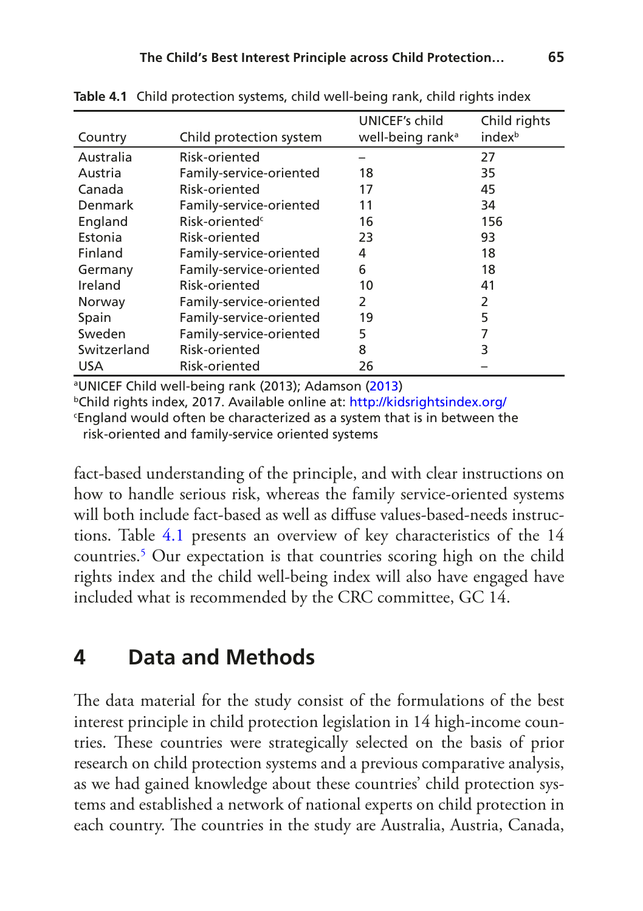**Table 4.1** Child protection systems, child well-being rank, child rights index

| Country | Child protection system | UNICEF's child well-being rank[a] | Child rights index[b] |
|---|---|---|---|
| Australia | Risk-oriented | – | 27 |
| Austria | Family-service-oriented | 18 | 35 |
| Canada | Risk-oriented | 17 | 45 |
| Denmark | Family-service-oriented | 11 | 34 |
| England | Risk-oriented[c] | 16 | 156 |
| Estonia | Risk-oriented | 23 | 93 |
| Finland | Family-service-oriented | 4 | 18 |
| Germany | Family-service-oriented | 6 | 18 |
| Ireland | Risk-oriented | 10 | 41 |
| Norway | Family-service-oriented | 2 | 2 |
| Spain | Family-service-oriented | 19 | 5 |
| Sweden | Family-service-oriented | 5 | 7 |
| Switzerland | Risk-oriented | 8 | 3 |
| USA | Risk-oriented | 26 | – |

[a]UNICEF Child well-being rank (2013); Adamson (2013)
[b]Child rights index, 2017. Available online at: http://kidsrightsindex.org/
[c]England would often be characterized as a system that is in between the risk-oriented and family-service oriented systems

fact-based understanding of the principle, and with clear instructions on how to handle serious risk, whereas the family service-oriented systems will both include fact-based as well as diffuse values-based-needs instructions. Table 4.1 presents an overview of key characteristics of the 14 countries.[5] Our expectation is that countries scoring high on the child rights index and the child well-being index will also have engaged have included what is recommended by the CRC committee, GC 14.

## 4 Data and Methods

The data material for the study consist of the formulations of the best interest principle in child protection legislation in 14 high-income countries. These countries were strategically selected on the basis of prior research on child protection systems and a previous comparative analysis, as we had gained knowledge about these countries' child protection systems and established a network of national experts on child protection in each country. The countries in the study are Australia, Austria, Canada,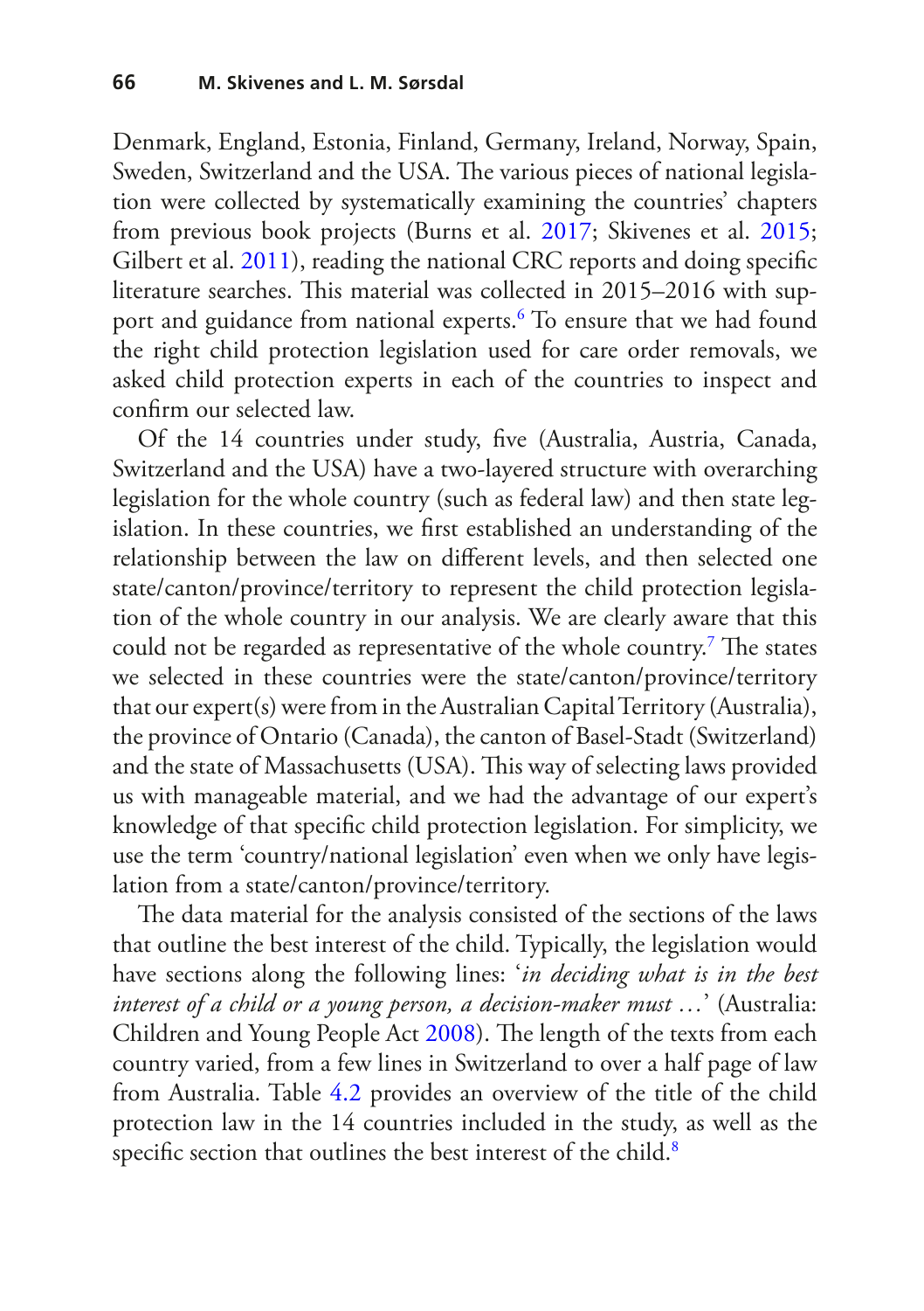Denmark, England, Estonia, Finland, Germany, Ireland, Norway, Spain, Sweden, Switzerland and the USA. The various pieces of national legislation were collected by systematically examining the countries' chapters from previous book projects (Burns et al. 2017; Skivenes et al. 2015; Gilbert et al. 2011), reading the national CRC reports and doing specific literature searches. This material was collected in 2015–2016 with support and guidance from national experts.[6] To ensure that we had found the right child protection legislation used for care order removals, we asked child protection experts in each of the countries to inspect and confirm our selected law.

Of the 14 countries under study, five (Australia, Austria, Canada, Switzerland and the USA) have a two-layered structure with overarching legislation for the whole country (such as federal law) and then state legislation. In these countries, we first established an understanding of the relationship between the law on different levels, and then selected one state/canton/province/territory to represent the child protection legislation of the whole country in our analysis. We are clearly aware that this could not be regarded as representative of the whole country.[7] The states we selected in these countries were the state/canton/province/territory that our expert(s) were from in the Australian Capital Territory (Australia), the province of Ontario (Canada), the canton of Basel-Stadt (Switzerland) and the state of Massachusetts (USA). This way of selecting laws provided us with manageable material, and we had the advantage of our expert's knowledge of that specific child protection legislation. For simplicity, we use the term 'country/national legislation' even when we only have legislation from a state/canton/province/territory.

The data material for the analysis consisted of the sections of the laws that outline the best interest of the child. Typically, the legislation would have sections along the following lines: '*in deciding what is in the best interest of a child or a young person, a decision-maker must …*' (Australia: Children and Young People Act 2008). The length of the texts from each country varied, from a few lines in Switzerland to over a half page of law from Australia. Table 4.2 provides an overview of the title of the child protection law in the 14 countries included in the study, as well as the specific section that outlines the best interest of the child.[8]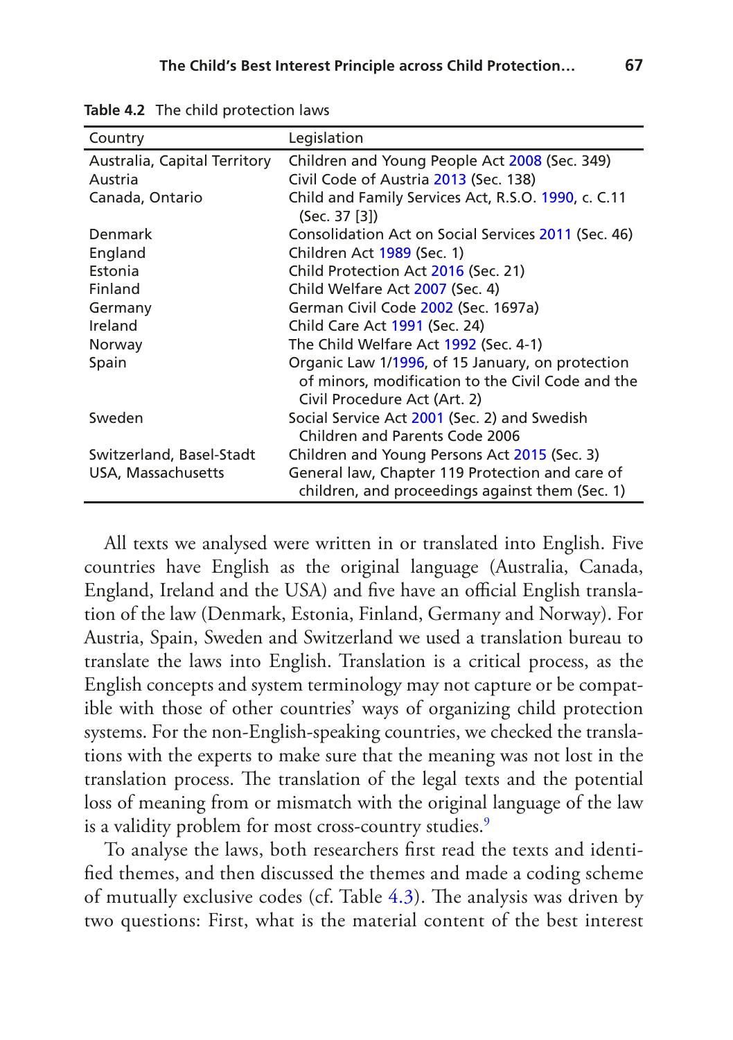**Table 4.2** The child protection laws

| Country | Legislation |
|---|---|
| Australia, Capital Territory | Children and Young People Act 2008 (Sec. 349) |
| Austria | Civil Code of Austria 2013 (Sec. 138) |
| Canada, Ontario | Child and Family Services Act, R.S.O. 1990, c. C.11 (Sec. 37 [3]) |
| Denmark | Consolidation Act on Social Services 2011 (Sec. 46) |
| England | Children Act 1989 (Sec. 1) |
| Estonia | Child Protection Act 2016 (Sec. 21) |
| Finland | Child Welfare Act 2007 (Sec. 4) |
| Germany | German Civil Code 2002 (Sec. 1697a) |
| Ireland | Child Care Act 1991 (Sec. 24) |
| Norway | The Child Welfare Act 1992 (Sec. 4-1) |
| Spain | Organic Law 1/1996, of 15 January, on protection of minors, modification to the Civil Code and the Civil Procedure Act (Art. 2) |
| Sweden | Social Service Act 2001 (Sec. 2) and Swedish Children and Parents Code 2006 |
| Switzerland, Basel-Stadt | Children and Young Persons Act 2015 (Sec. 3) |
| USA, Massachusetts | General law, Chapter 119 Protection and care of children, and proceedings against them (Sec. 1) |

All texts we analysed were written in or translated into English. Five countries have English as the original language (Australia, Canada, England, Ireland and the USA) and five have an official English translation of the law (Denmark, Estonia, Finland, Germany and Norway). For Austria, Spain, Sweden and Switzerland we used a translation bureau to translate the laws into English. Translation is a critical process, as the English concepts and system terminology may not capture or be compatible with those of other countries' ways of organizing child protection systems. For the non-English-speaking countries, we checked the translations with the experts to make sure that the meaning was not lost in the translation process. The translation of the legal texts and the potential loss of meaning from or mismatch with the original language of the law is a validity problem for most cross-country studies.[9]

To analyse the laws, both researchers first read the texts and identified themes, and then discussed the themes and made a coding scheme of mutually exclusive codes (cf. Table 4.3). The analysis was driven by two questions: First, what is the material content of the best interest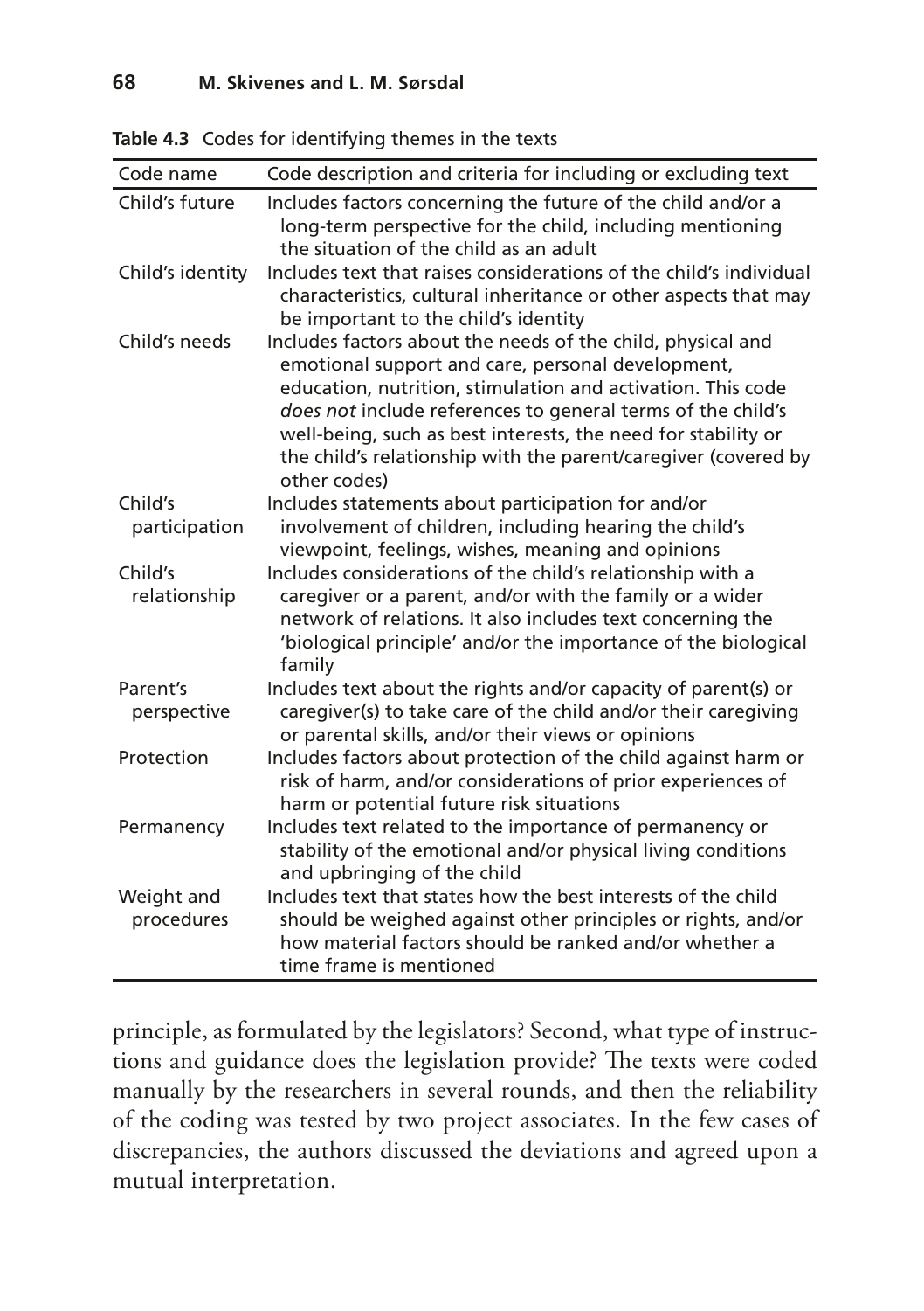**Table 4.3** Codes for identifying themes in the texts

| Code name | Code description and criteria for including or excluding text |
|---|---|
| Child's future | Includes factors concerning the future of the child and/or a long-term perspective for the child, including mentioning the situation of the child as an adult |
| Child's identity | Includes text that raises considerations of the child's individual characteristics, cultural inheritance or other aspects that may be important to the child's identity |
| Child's needs | Includes factors about the needs of the child, physical and emotional support and care, personal development, education, nutrition, stimulation and activation. This code *does not* include references to general terms of the child's well-being, such as best interests, the need for stability or the child's relationship with the parent/caregiver (covered by other codes) |
| Child's participation | Includes statements about participation for and/or involvement of children, including hearing the child's viewpoint, feelings, wishes, meaning and opinions |
| Child's relationship | Includes considerations of the child's relationship with a caregiver or a parent, and/or with the family or a wider network of relations. It also includes text concerning the 'biological principle' and/or the importance of the biological family |
| Parent's perspective | Includes text about the rights and/or capacity of parent(s) or caregiver(s) to take care of the child and/or their caregiving or parental skills, and/or their views or opinions |
| Protection | Includes factors about protection of the child against harm or risk of harm, and/or considerations of prior experiences of harm or potential future risk situations |
| Permanency | Includes text related to the importance of permanency or stability of the emotional and/or physical living conditions and upbringing of the child |
| Weight and procedures | Includes text that states how the best interests of the child should be weighed against other principles or rights, and/or how material factors should be ranked and/or whether a time frame is mentioned |

principle, as formulated by the legislators? Second, what type of instructions and guidance does the legislation provide? The texts were coded manually by the researchers in several rounds, and then the reliability of the coding was tested by two project associates. In the few cases of discrepancies, the authors discussed the deviations and agreed upon a mutual interpretation.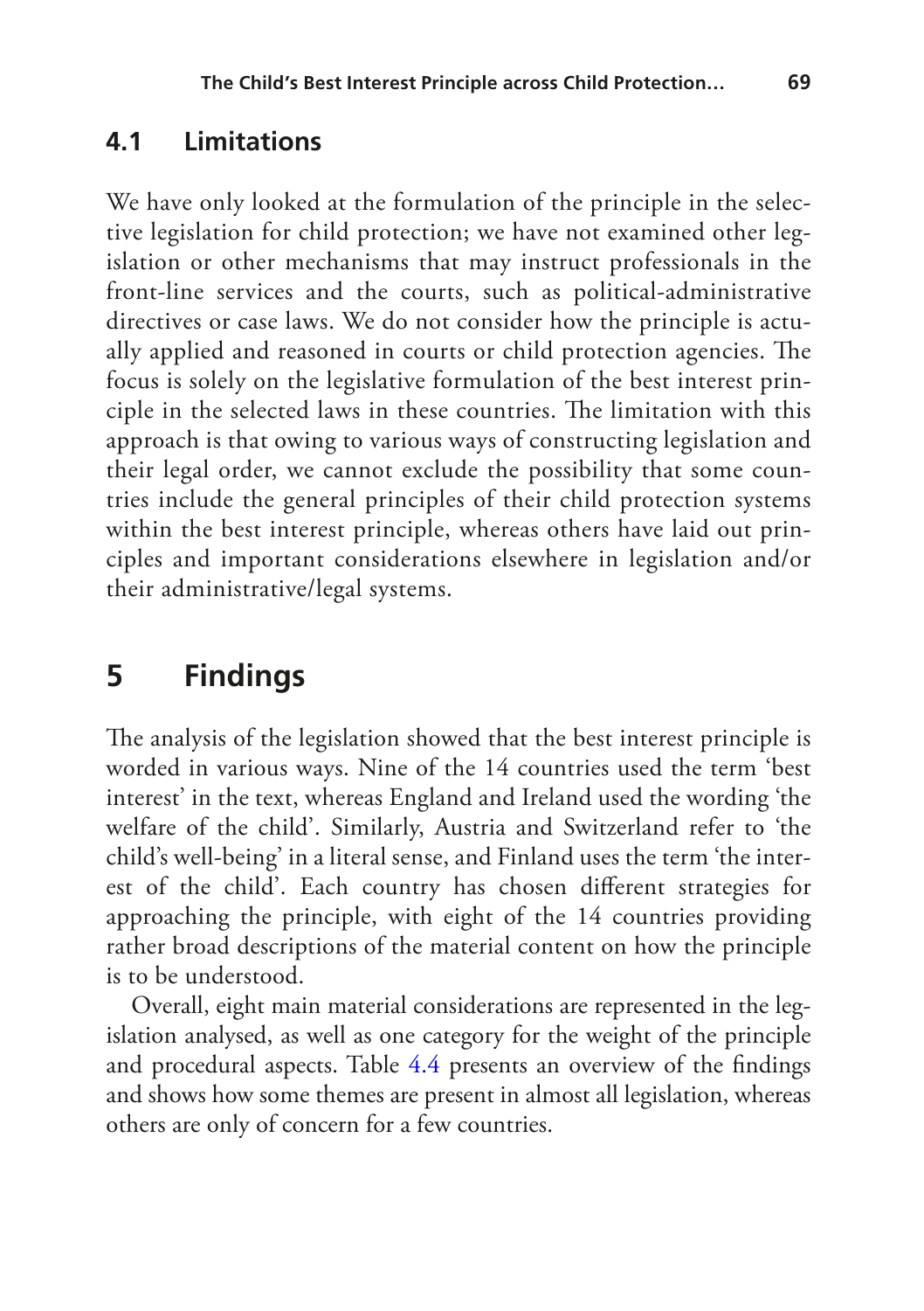### 4.1 Limitations

We have only looked at the formulation of the principle in the selective legislation for child protection; we have not examined other legislation or other mechanisms that may instruct professionals in the front-line services and the courts, such as political-administrative directives or case laws. We do not consider how the principle is actually applied and reasoned in courts or child protection agencies. The focus is solely on the legislative formulation of the best interest principle in the selected laws in these countries. The limitation with this approach is that owing to various ways of constructing legislation and their legal order, we cannot exclude the possibility that some countries include the general principles of their child protection systems within the best interest principle, whereas others have laid out principles and important considerations elsewhere in legislation and/or their administrative/legal systems.

## 5 Findings

The analysis of the legislation showed that the best interest principle is worded in various ways. Nine of the 14 countries used the term 'best interest' in the text, whereas England and Ireland used the wording 'the welfare of the child'. Similarly, Austria and Switzerland refer to 'the child's well-being' in a literal sense, and Finland uses the term 'the interest of the child'. Each country has chosen different strategies for approaching the principle, with eight of the 14 countries providing rather broad descriptions of the material content on how the principle is to be understood.

Overall, eight main material considerations are represented in the legislation analysed, as well as one category for the weight of the principle and procedural aspects. Table 4.4 presents an overview of the findings and shows how some themes are present in almost all legislation, whereas others are only of concern for a few countries.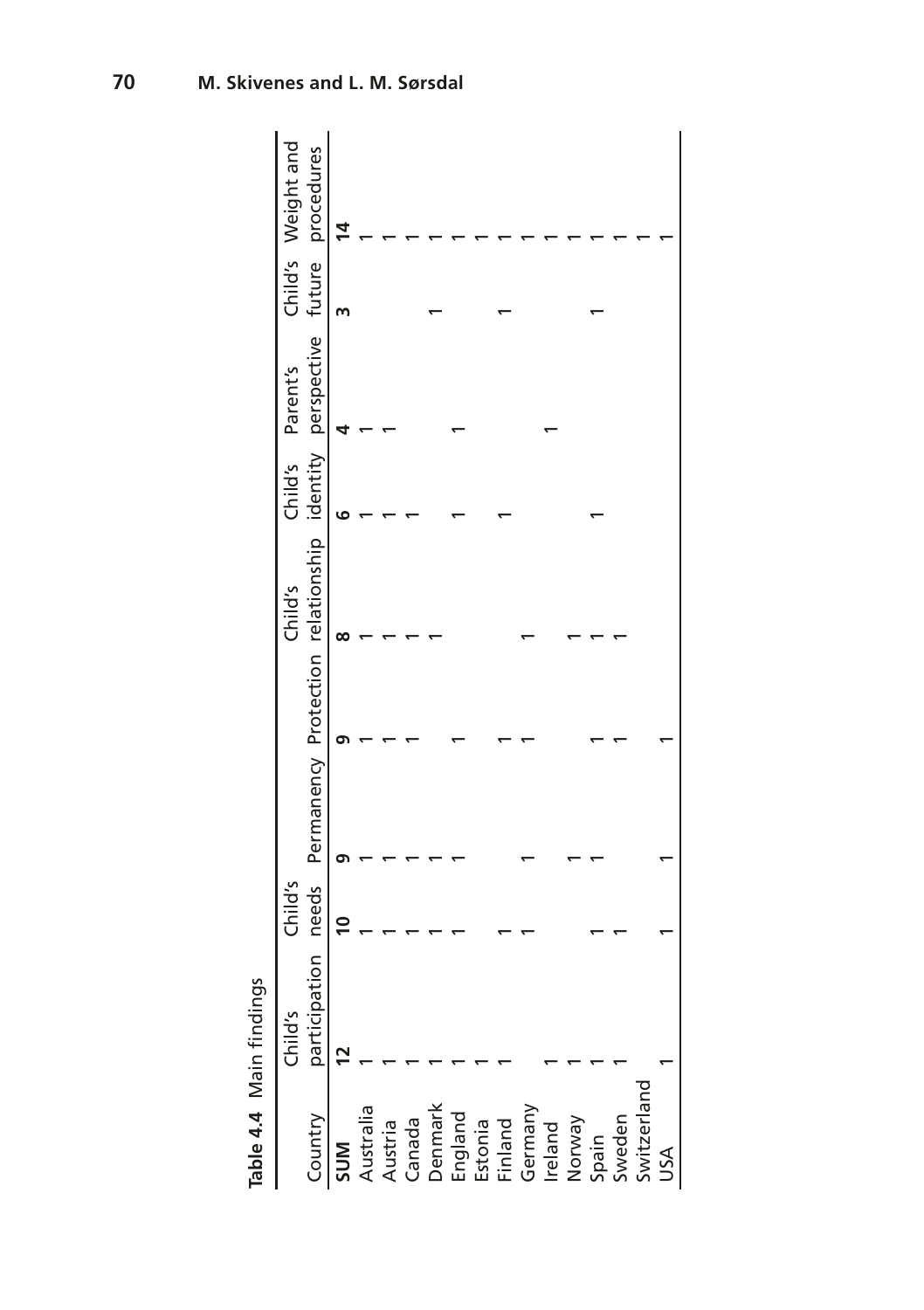**Table 4.4** Main findings

| Country | Child's participation | Child's needs | Permanency | Protection | Child's relationship | Child's identity | Parent's perspective | Child's future | Weight and procedures |
|---|---|---|---|---|---|---|---|---|---|
| **SUM** | **12** | **10** | **9** | **9** | **8** | **6** | **4** | **3** | **14** |
| Australia | 1 | 1 | 1 | 1 | 1 | 1 | 1 | | 1 |
| Austria | 1 | 1 | 1 | 1 | 1 | 1 | 1 | | 1 |
| Canada | 1 | 1 | 1 | 1 | 1 | 1 | | | 1 |
| Denmark | 1 | 1 | 1 | | 1 | | | 1 | 1 |
| England | 1 | 1 | 1 | 1 | | 1 | 1 | | 1 |
| Estonia | 1 | | | | | | | | 1 |
| Finland | 1 | 1 | | 1 | | 1 | | 1 | 1 |
| Germany | | 1 | 1 | 1 | 1 | | | | 1 |
| Ireland | 1 | | | | | | 1 | | 1 |
| Norway | 1 | | 1 | | 1 | | | | 1 |
| Spain | 1 | 1 | 1 | 1 | 1 | 1 | | 1 | 1 |
| Sweden | 1 | 1 | | 1 | 1 | | | | 1 |
| Switzerland | | | | | | | | | 1 |
| USA | 1 | 1 | 1 | 1 | | | | | 1 |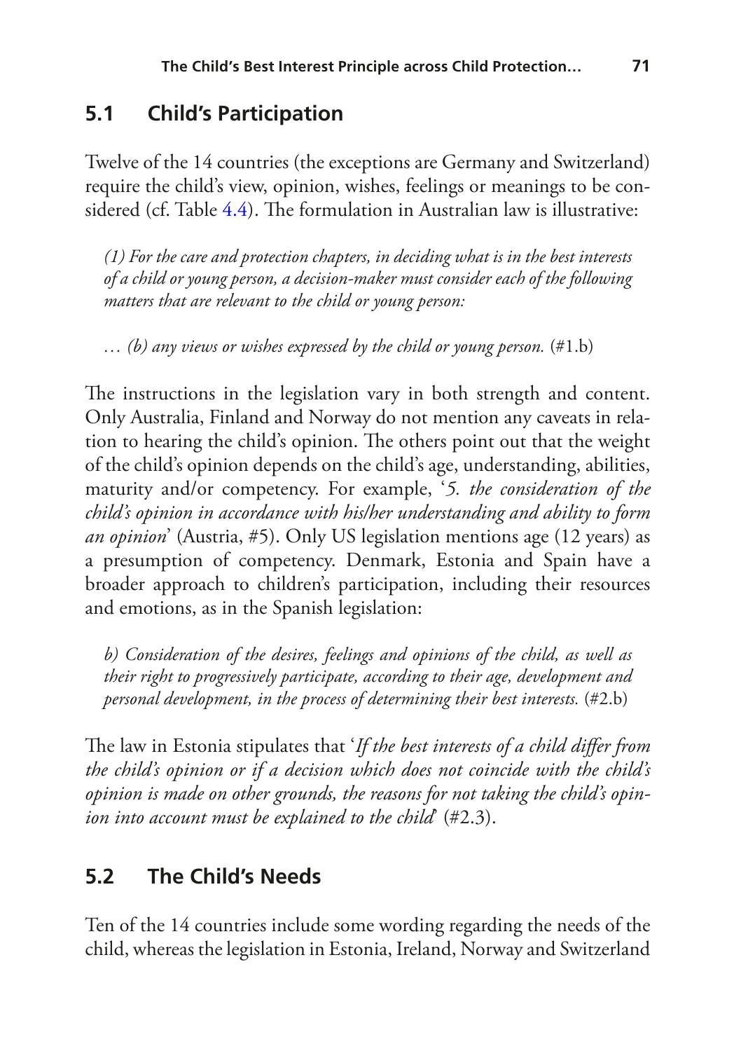## 5.1 Child's Participation

Twelve of the 14 countries (the exceptions are Germany and Switzerland) require the child's view, opinion, wishes, feelings or meanings to be considered (cf. Table 4.4). The formulation in Australian law is illustrative:

> *(1) For the care and protection chapters, in deciding what is in the best interests of a child or young person, a decision-maker must consider each of the following matters that are relevant to the child or young person:*
>
> *… (b) any views or wishes expressed by the child or young person.* (#1.b)

The instructions in the legislation vary in both strength and content. Only Australia, Finland and Norway do not mention any caveats in relation to hearing the child's opinion. The others point out that the weight of the child's opinion depends on the child's age, understanding, abilities, maturity and/or competency. For example, '*5. the consideration of the child's opinion in accordance with his/her understanding and ability to form an opinion*' (Austria, #5). Only US legislation mentions age (12 years) as a presumption of competency. Denmark, Estonia and Spain have a broader approach to children's participation, including their resources and emotions, as in the Spanish legislation:

> *b) Consideration of the desires, feelings and opinions of the child, as well as their right to progressively participate, according to their age, development and personal development, in the process of determining their best interests.* (#2.b)

The law in Estonia stipulates that '*If the best interests of a child differ from the child's opinion or if a decision which does not coincide with the child's opinion is made on other grounds, the reasons for not taking the child's opinion into account must be explained to the child*' (#2.3).

## 5.2 The Child's Needs

Ten of the 14 countries include some wording regarding the needs of the child, whereas the legislation in Estonia, Ireland, Norway and Switzerland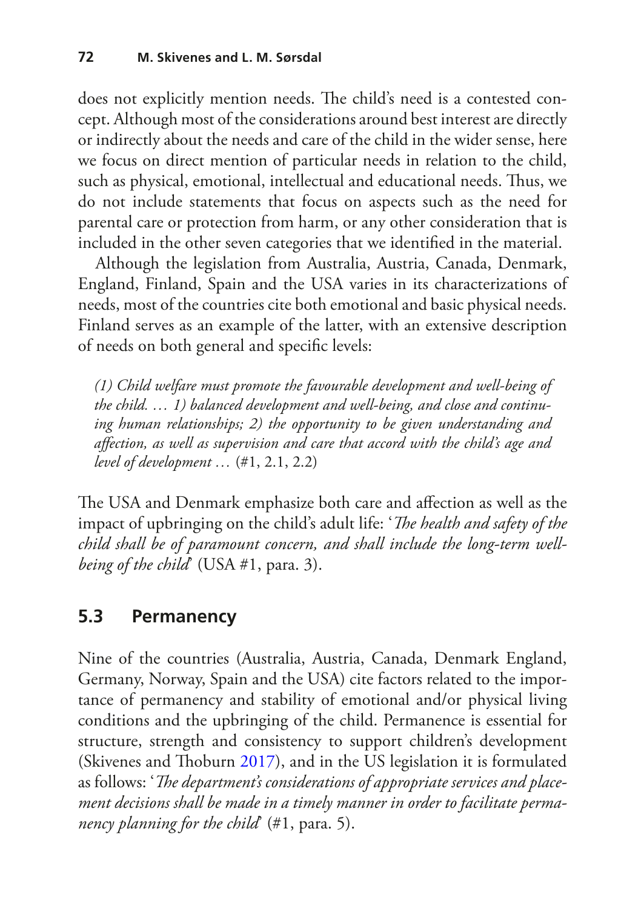does not explicitly mention needs. The child's need is a contested concept. Although most of the considerations around best interest are directly or indirectly about the needs and care of the child in the wider sense, here we focus on direct mention of particular needs in relation to the child, such as physical, emotional, intellectual and educational needs. Thus, we do not include statements that focus on aspects such as the need for parental care or protection from harm, or any other consideration that is included in the other seven categories that we identified in the material.

Although the legislation from Australia, Austria, Canada, Denmark, England, Finland, Spain and the USA varies in its characterizations of needs, most of the countries cite both emotional and basic physical needs. Finland serves as an example of the latter, with an extensive description of needs on both general and specific levels:

> *(1) Child welfare must promote the favourable development and well-being of the child. … 1) balanced development and well-being, and close and continuing human relationships; 2) the opportunity to be given understanding and affection, as well as supervision and care that accord with the child's age and level of development …* (#1, 2.1, 2.2)

The USA and Denmark emphasize both care and affection as well as the impact of upbringing on the child's adult life: '*The health and safety of the child shall be of paramount concern, and shall include the long-term well-being of the child*' (USA #1, para. 3).

## 5.3 Permanency

Nine of the countries (Australia, Austria, Canada, Denmark England, Germany, Norway, Spain and the USA) cite factors related to the importance of permanency and stability of emotional and/or physical living conditions and the upbringing of the child. Permanence is essential for structure, strength and consistency to support children's development (Skivenes and Thoburn 2017), and in the US legislation it is formulated as follows: '*The department's considerations of appropriate services and placement decisions shall be made in a timely manner in order to facilitate permanency planning for the child*' (#1, para. 5).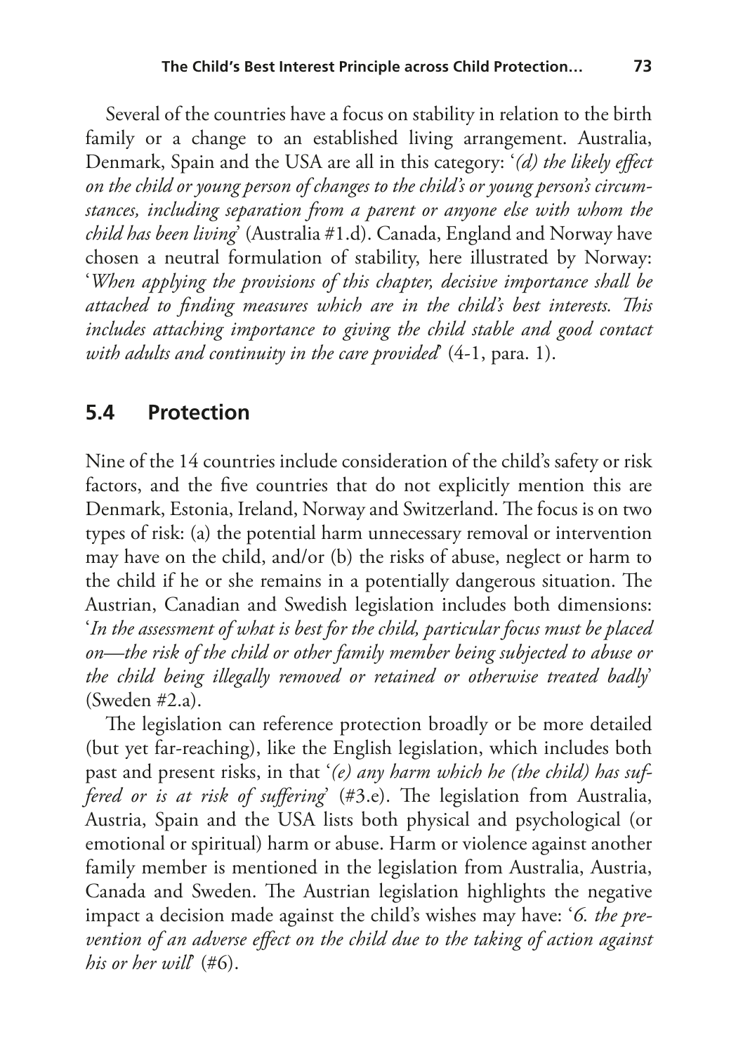Several of the countries have a focus on stability in relation to the birth family or a change to an established living arrangement. Australia, Denmark, Spain and the USA are all in this category: '*(d) the likely effect on the child or young person of changes to the child's or young person's circumstances, including separation from a parent or anyone else with whom the child has been living*' (Australia #1.d). Canada, England and Norway have chosen a neutral formulation of stability, here illustrated by Norway: '*When applying the provisions of this chapter, decisive importance shall be attached to finding measures which are in the child's best interests. This includes attaching importance to giving the child stable and good contact with adults and continuity in the care provided*' (4-1, para. 1).

## 5.4 Protection

Nine of the 14 countries include consideration of the child's safety or risk factors, and the five countries that do not explicitly mention this are Denmark, Estonia, Ireland, Norway and Switzerland. The focus is on two types of risk: (a) the potential harm unnecessary removal or intervention may have on the child, and/or (b) the risks of abuse, neglect or harm to the child if he or she remains in a potentially dangerous situation. The Austrian, Canadian and Swedish legislation includes both dimensions: '*In the assessment of what is best for the child, particular focus must be placed on—the risk of the child or other family member being subjected to abuse or the child being illegally removed or retained or otherwise treated badly*' (Sweden #2.a).

The legislation can reference protection broadly or be more detailed (but yet far-reaching), like the English legislation, which includes both past and present risks, in that '*(e) any harm which he (the child) has suffered or is at risk of suffering*' (#3.e). The legislation from Australia, Austria, Spain and the USA lists both physical and psychological (or emotional or spiritual) harm or abuse. Harm or violence against another family member is mentioned in the legislation from Australia, Austria, Canada and Sweden. The Austrian legislation highlights the negative impact a decision made against the child's wishes may have: '*6. the prevention of an adverse effect on the child due to the taking of action against his or her will*' (#6).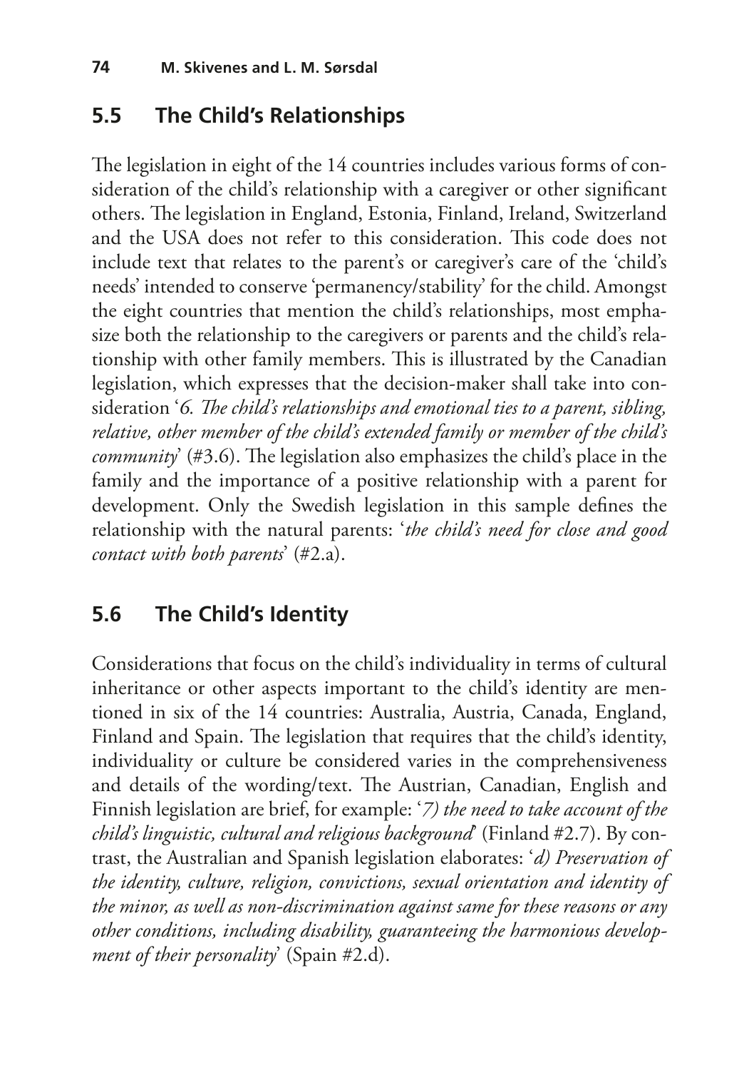## 5.5 The Child's Relationships

The legislation in eight of the 14 countries includes various forms of consideration of the child's relationship with a caregiver or other significant others. The legislation in England, Estonia, Finland, Ireland, Switzerland and the USA does not refer to this consideration. This code does not include text that relates to the parent's or caregiver's care of the 'child's needs' intended to conserve 'permanency/stability' for the child. Amongst the eight countries that mention the child's relationships, most emphasize both the relationship to the caregivers or parents and the child's relationship with other family members. This is illustrated by the Canadian legislation, which expresses that the decision-maker shall take into consideration '*6. The child's relationships and emotional ties to a parent, sibling, relative, other member of the child's extended family or member of the child's community*' (#3.6). The legislation also emphasizes the child's place in the family and the importance of a positive relationship with a parent for development. Only the Swedish legislation in this sample defines the relationship with the natural parents: '*the child's need for close and good contact with both parents*' (#2.a).

## 5.6 The Child's Identity

Considerations that focus on the child's individuality in terms of cultural inheritance or other aspects important to the child's identity are mentioned in six of the 14 countries: Australia, Austria, Canada, England, Finland and Spain. The legislation that requires that the child's identity, individuality or culture be considered varies in the comprehensiveness and details of the wording/text. The Austrian, Canadian, English and Finnish legislation are brief, for example: '*7) the need to take account of the child's linguistic, cultural and religious background*' (Finland #2.7). By contrast, the Australian and Spanish legislation elaborates: '*d) Preservation of the identity, culture, religion, convictions, sexual orientation and identity of the minor, as well as non-discrimination against same for these reasons or any other conditions, including disability, guaranteeing the harmonious development of their personality*' (Spain #2.d).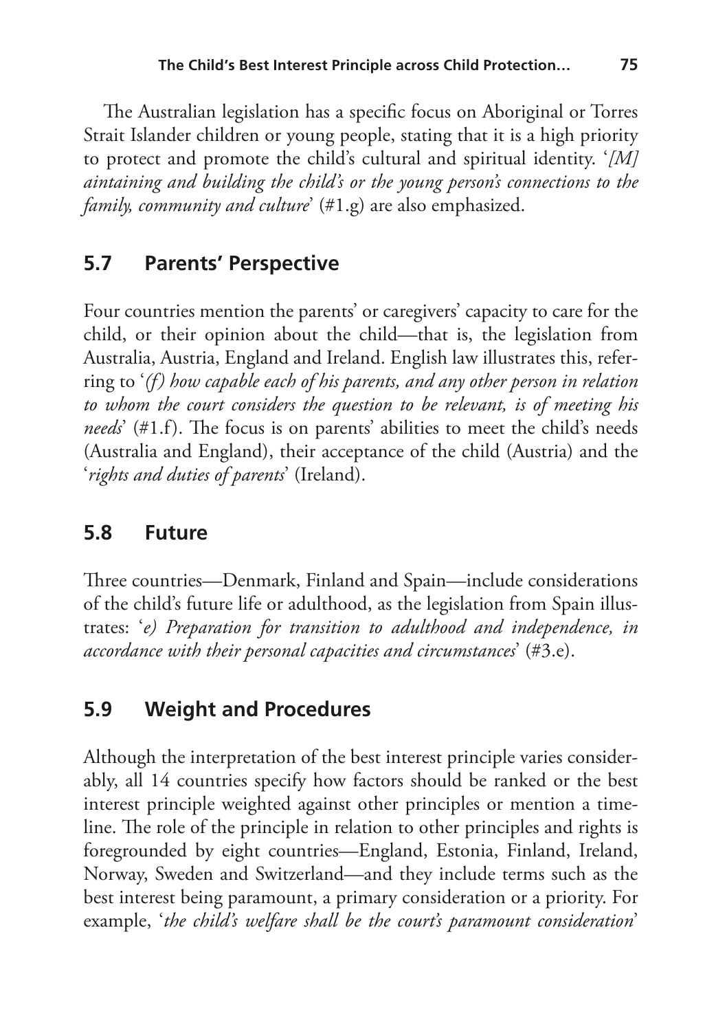The Australian legislation has a specific focus on Aboriginal or Torres Strait Islander children or young people, stating that it is a high priority to protect and promote the child's cultural and spiritual identity. '*[M] aintaining and building the child's or the young person's connections to the family, community and culture*' (#1.g) are also emphasized.

## 5.7 Parents' Perspective

Four countries mention the parents' or caregivers' capacity to care for the child, or their opinion about the child—that is, the legislation from Australia, Austria, England and Ireland. English law illustrates this, referring to '*(f) how capable each of his parents, and any other person in relation to whom the court considers the question to be relevant, is of meeting his needs*' (#1.f). The focus is on parents' abilities to meet the child's needs (Australia and England), their acceptance of the child (Austria) and the '*rights and duties of parents*' (Ireland).

## 5.8 Future

Three countries—Denmark, Finland and Spain—include considerations of the child's future life or adulthood, as the legislation from Spain illustrates: '*e) Preparation for transition to adulthood and independence, in accordance with their personal capacities and circumstances*' (#3.e).

## 5.9 Weight and Procedures

Although the interpretation of the best interest principle varies considerably, all 14 countries specify how factors should be ranked or the best interest principle weighted against other principles or mention a timeline. The role of the principle in relation to other principles and rights is foregrounded by eight countries—England, Estonia, Finland, Ireland, Norway, Sweden and Switzerland—and they include terms such as the best interest being paramount, a primary consideration or a priority. For example, '*the child's welfare shall be the court's paramount consideration*'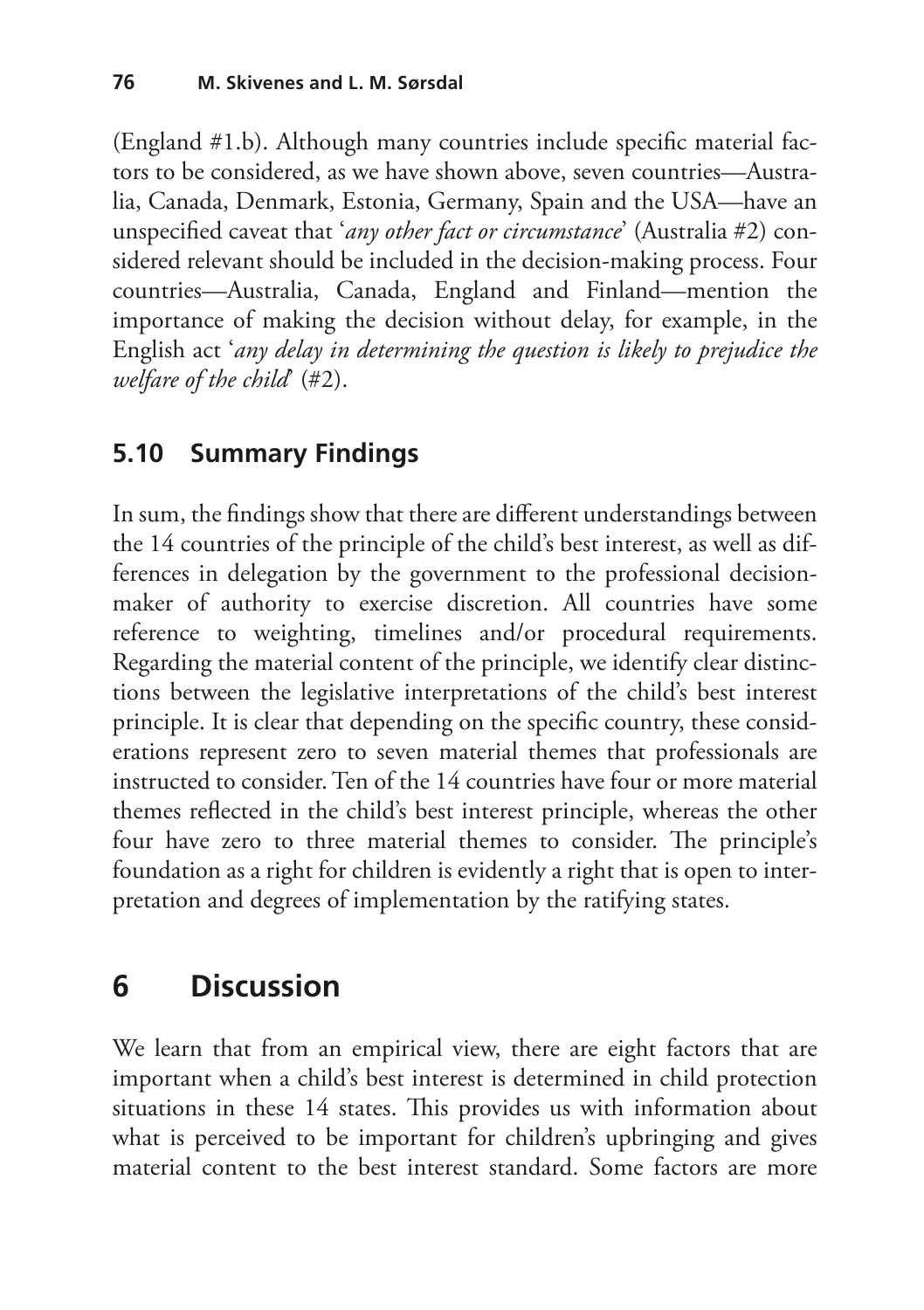(England #1.b). Although many countries include specific material factors to be considered, as we have shown above, seven countries—Australia, Canada, Denmark, Estonia, Germany, Spain and the USA—have an unspecified caveat that '*any other fact or circumstance*' (Australia #2) considered relevant should be included in the decision-making process. Four countries—Australia, Canada, England and Finland—mention the importance of making the decision without delay, for example, in the English act '*any delay in determining the question is likely to prejudice the welfare of the child*' (#2).

### 5.10 Summary Findings

In sum, the findings show that there are different understandings between the 14 countries of the principle of the child's best interest, as well as differences in delegation by the government to the professional decision-maker of authority to exercise discretion. All countries have some reference to weighting, timelines and/or procedural requirements. Regarding the material content of the principle, we identify clear distinctions between the legislative interpretations of the child's best interest principle. It is clear that depending on the specific country, these considerations represent zero to seven material themes that professionals are instructed to consider. Ten of the 14 countries have four or more material themes reflected in the child's best interest principle, whereas the other four have zero to three material themes to consider. The principle's foundation as a right for children is evidently a right that is open to interpretation and degrees of implementation by the ratifying states.

## 6 Discussion

We learn that from an empirical view, there are eight factors that are important when a child's best interest is determined in child protection situations in these 14 states. This provides us with information about what is perceived to be important for children's upbringing and gives material content to the best interest standard. Some factors are more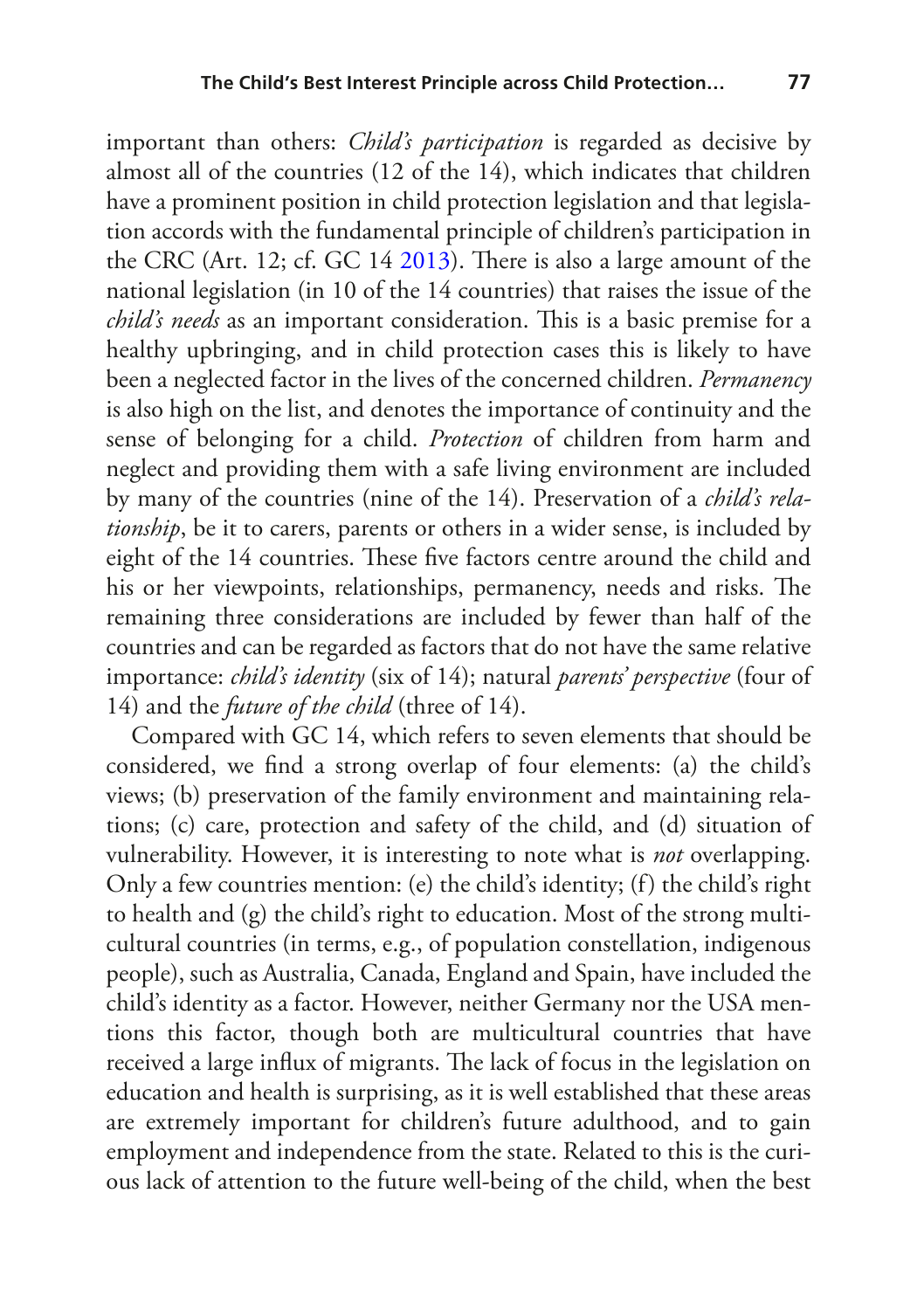important than others: *Child's participation* is regarded as decisive by almost all of the countries (12 of the 14), which indicates that children have a prominent position in child protection legislation and that legislation accords with the fundamental principle of children's participation in the CRC (Art. 12; cf. GC 14 2013). There is also a large amount of the national legislation (in 10 of the 14 countries) that raises the issue of the *child's needs* as an important consideration. This is a basic premise for a healthy upbringing, and in child protection cases this is likely to have been a neglected factor in the lives of the concerned children. *Permanency* is also high on the list, and denotes the importance of continuity and the sense of belonging for a child. *Protection* of children from harm and neglect and providing them with a safe living environment are included by many of the countries (nine of the 14). Preservation of a *child's relationship*, be it to carers, parents or others in a wider sense, is included by eight of the 14 countries. These five factors centre around the child and his or her viewpoints, relationships, permanency, needs and risks. The remaining three considerations are included by fewer than half of the countries and can be regarded as factors that do not have the same relative importance: *child's identity* (six of 14); natural *parents' perspective* (four of 14) and the *future of the child* (three of 14).

Compared with GC 14, which refers to seven elements that should be considered, we find a strong overlap of four elements: (a) the child's views; (b) preservation of the family environment and maintaining relations; (c) care, protection and safety of the child, and (d) situation of vulnerability. However, it is interesting to note what is *not* overlapping. Only a few countries mention: (e) the child's identity; (f) the child's right to health and (g) the child's right to education. Most of the strong multicultural countries (in terms, e.g., of population constellation, indigenous people), such as Australia, Canada, England and Spain, have included the child's identity as a factor. However, neither Germany nor the USA mentions this factor, though both are multicultural countries that have received a large influx of migrants. The lack of focus in the legislation on education and health is surprising, as it is well established that these areas are extremely important for children's future adulthood, and to gain employment and independence from the state. Related to this is the curious lack of attention to the future well-being of the child, when the best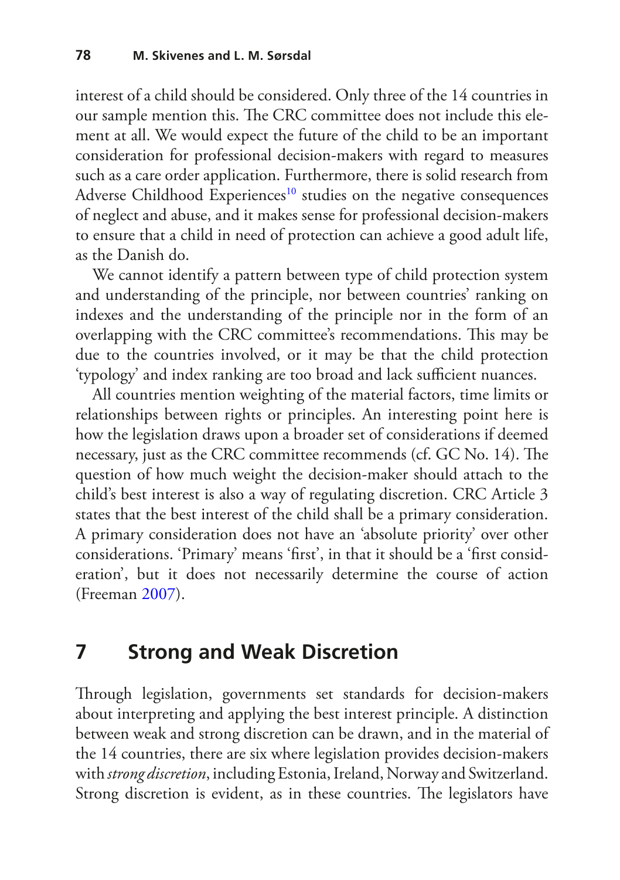interest of a child should be considered. Only three of the 14 countries in our sample mention this. The CRC committee does not include this element at all. We would expect the future of the child to be an important consideration for professional decision-makers with regard to measures such as a care order application. Furthermore, there is solid research from Adverse Childhood Experiences[10] studies on the negative consequences of neglect and abuse, and it makes sense for professional decision-makers to ensure that a child in need of protection can achieve a good adult life, as the Danish do.

We cannot identify a pattern between type of child protection system and understanding of the principle, nor between countries' ranking on indexes and the understanding of the principle nor in the form of an overlapping with the CRC committee's recommendations. This may be due to the countries involved, or it may be that the child protection 'typology' and index ranking are too broad and lack sufficient nuances.

All countries mention weighting of the material factors, time limits or relationships between rights or principles. An interesting point here is how the legislation draws upon a broader set of considerations if deemed necessary, just as the CRC committee recommends (cf. GC No. 14). The question of how much weight the decision-maker should attach to the child's best interest is also a way of regulating discretion. CRC Article 3 states that the best interest of the child shall be a primary consideration. A primary consideration does not have an 'absolute priority' over other considerations. 'Primary' means 'first', in that it should be a 'first consideration', but it does not necessarily determine the course of action (Freeman 2007).

## 7 Strong and Weak Discretion

Through legislation, governments set standards for decision-makers about interpreting and applying the best interest principle. A distinction between weak and strong discretion can be drawn, and in the material of the 14 countries, there are six where legislation provides decision-makers with *strong discretion*, including Estonia, Ireland, Norway and Switzerland. Strong discretion is evident, as in these countries. The legislators have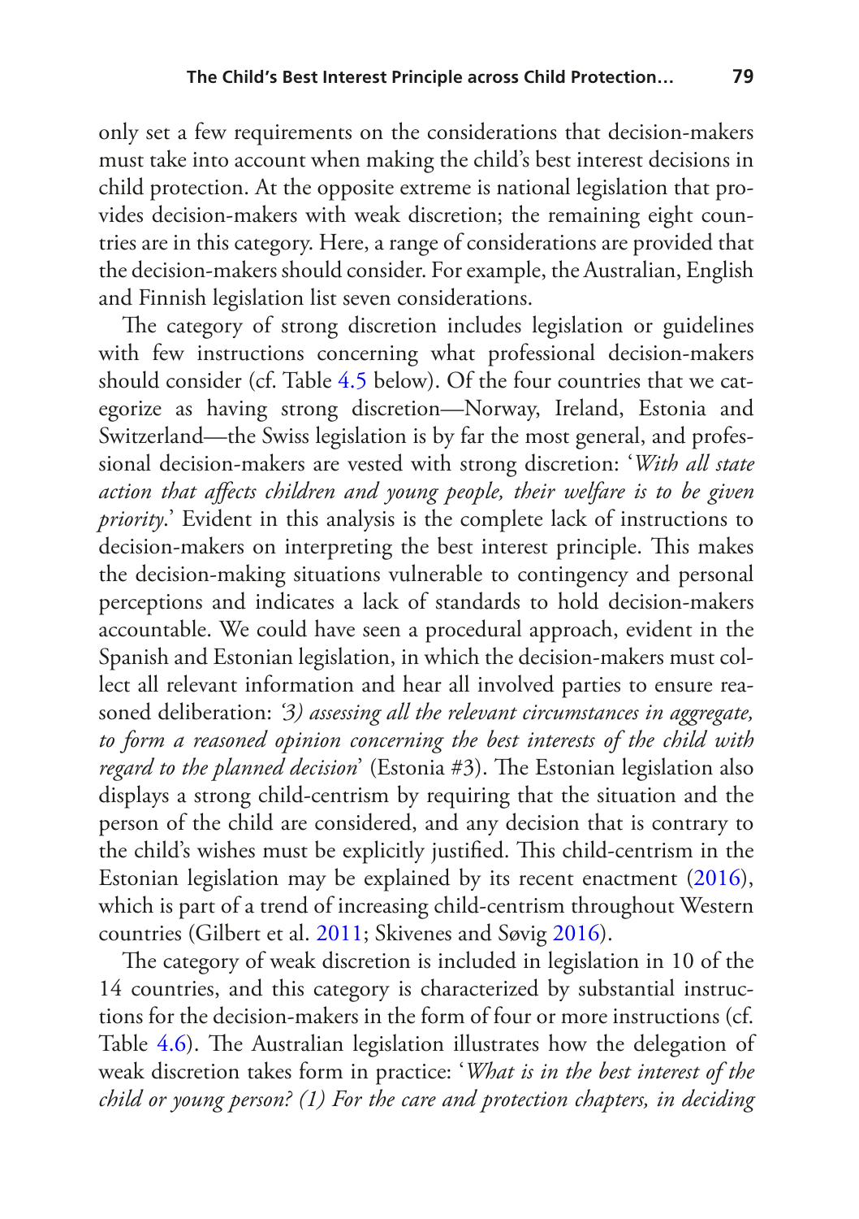only set a few requirements on the considerations that decision-makers must take into account when making the child's best interest decisions in child protection. At the opposite extreme is national legislation that provides decision-makers with weak discretion; the remaining eight countries are in this category. Here, a range of considerations are provided that the decision-makers should consider. For example, the Australian, English and Finnish legislation list seven considerations.

The category of strong discretion includes legislation or guidelines with few instructions concerning what professional decision-makers should consider (cf. Table 4.5 below). Of the four countries that we categorize as having strong discretion—Norway, Ireland, Estonia and Switzerland—the Swiss legislation is by far the most general, and professional decision-makers are vested with strong discretion: '*With all state action that affects children and young people, their welfare is to be given priority*.' Evident in this analysis is the complete lack of instructions to decision-makers on interpreting the best interest principle. This makes the decision-making situations vulnerable to contingency and personal perceptions and indicates a lack of standards to hold decision-makers accountable. We could have seen a procedural approach, evident in the Spanish and Estonian legislation, in which the decision-makers must collect all relevant information and hear all involved parties to ensure reasoned deliberation: '*3) assessing all the relevant circumstances in aggregate, to form a reasoned opinion concerning the best interests of the child with regard to the planned decision*' (Estonia #3). The Estonian legislation also displays a strong child-centrism by requiring that the situation and the person of the child are considered, and any decision that is contrary to the child's wishes must be explicitly justified. This child-centrism in the Estonian legislation may be explained by its recent enactment (2016), which is part of a trend of increasing child-centrism throughout Western countries (Gilbert et al. 2011; Skivenes and Søvig 2016).

The category of weak discretion is included in legislation in 10 of the 14 countries, and this category is characterized by substantial instructions for the decision-makers in the form of four or more instructions (cf. Table 4.6). The Australian legislation illustrates how the delegation of weak discretion takes form in practice: '*What is in the best interest of the child or young person? (1) For the care and protection chapters, in deciding*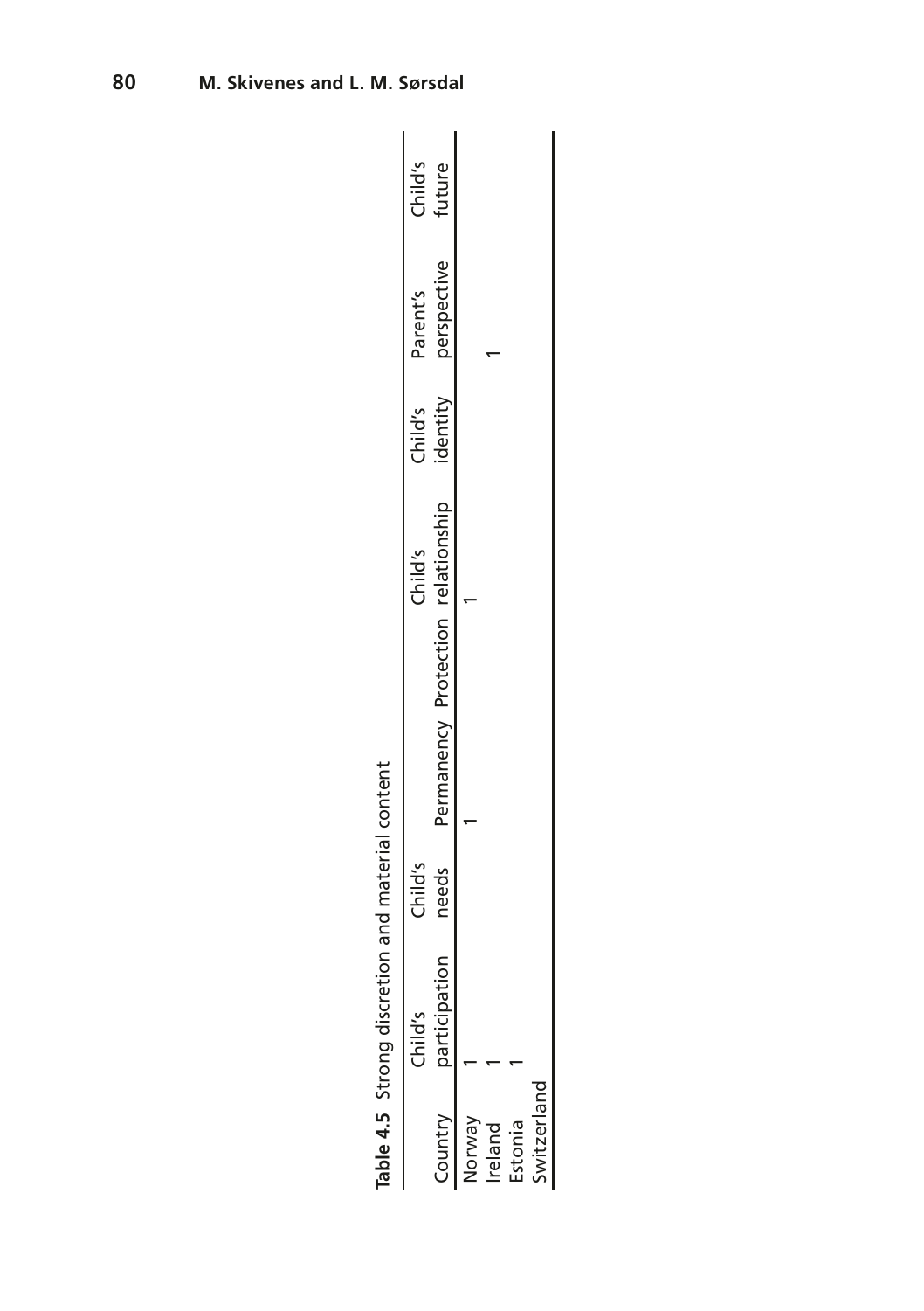**Table 4.5** Strong discretion and material content

| Country | Child's participation | Child's needs | Permanency | Protection | Child's relationship | Child's identity | Parent's perspective | Child's future |
|---|---|---|---|---|---|---|---|---|
| Norway | 1 | | 1 | | 1 | | | |
| Ireland | 1 | | | | | | 1 | |
| Estonia | 1 | | | | | | | |
| Switzerland | | | | | | | | |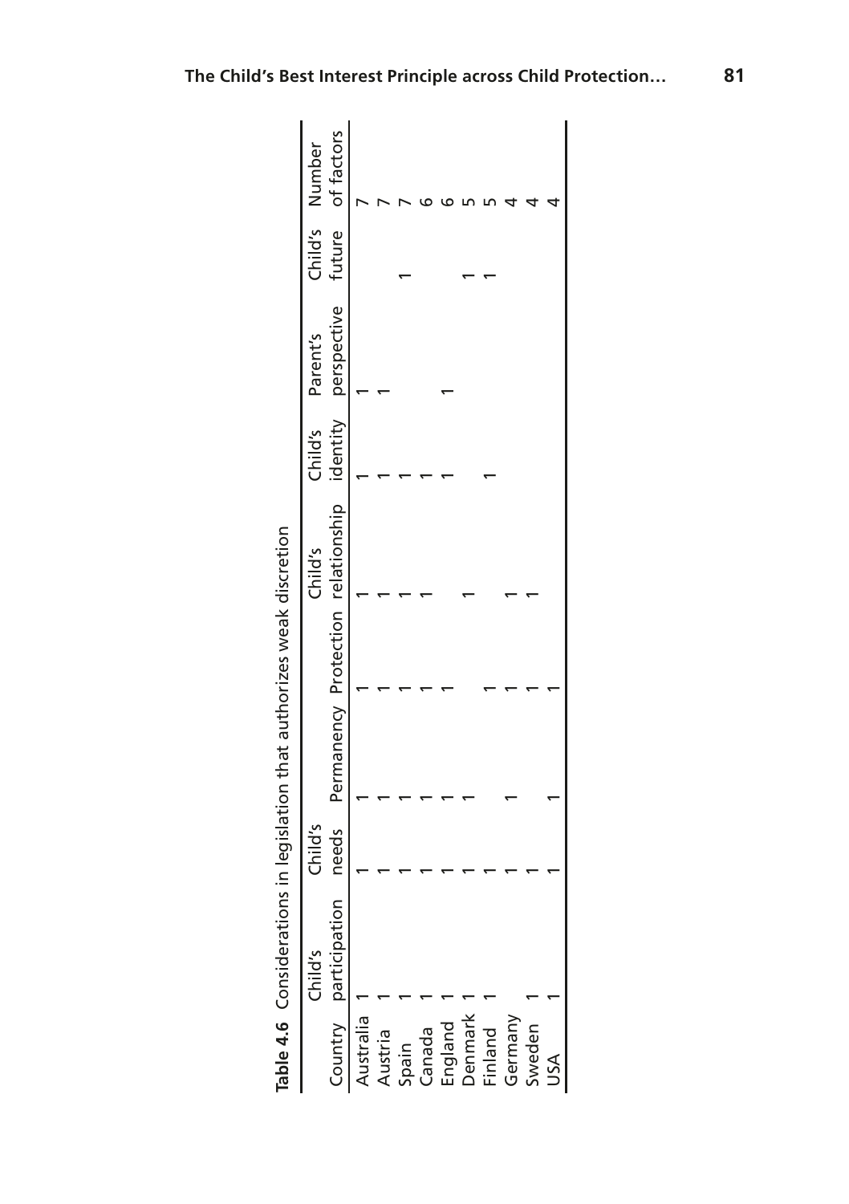**Table 4.6** Considerations in legislation that authorizes weak discretion

| Country | Child's participation | Child's needs | Permanency | Protection | Child's relationship | Child's identity | Parent's perspective | Child's future | Number of factors |
|---|---|---|---|---|---|---|---|---|---|
| Australia | 1 | 1 | 1 | 1 | 1 | 1 | 1 | | 7 |
| Austria | 1 | 1 | 1 | 1 | 1 | 1 | 1 | | 7 |
| Spain | 1 | 1 | 1 | 1 | 1 | 1 | | 1 | 7 |
| Canada | 1 | 1 | 1 | 1 | 1 | 1 | | | 6 |
| England | 1 | 1 | 1 | 1 | | 1 | 1 | | 6 |
| Denmark | 1 | 1 | 1 | | 1 | | | 1 | 5 |
| Finland | 1 | 1 | | 1 | | 1 | | 1 | 5 |
| Germany | | 1 | 1 | 1 | 1 | | | | 4 |
| Sweden | 1 | 1 | | 1 | 1 | | | | 4 |
| USA | 1 | 1 | 1 | 1 | | | | | 4 |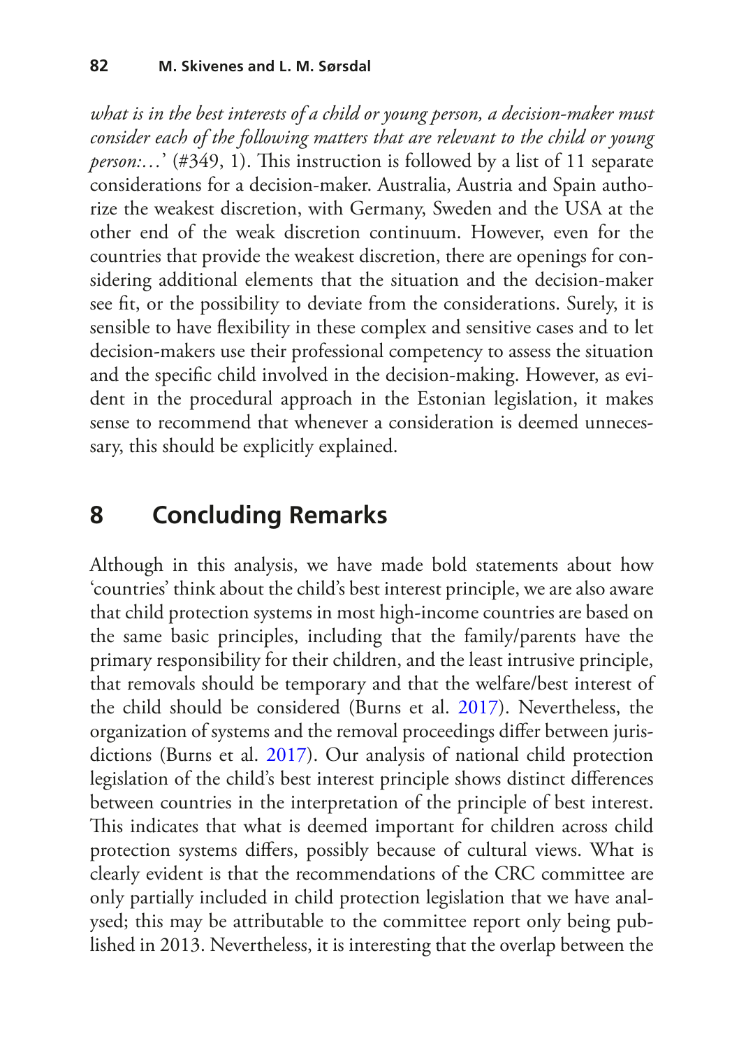*what is in the best interests of a child or young person, a decision-maker must consider each of the following matters that are relevant to the child or young person:…*' (#349, 1). This instruction is followed by a list of 11 separate considerations for a decision-maker. Australia, Austria and Spain authorize the weakest discretion, with Germany, Sweden and the USA at the other end of the weak discretion continuum. However, even for the countries that provide the weakest discretion, there are openings for considering additional elements that the situation and the decision-maker see fit, or the possibility to deviate from the considerations. Surely, it is sensible to have flexibility in these complex and sensitive cases and to let decision-makers use their professional competency to assess the situation and the specific child involved in the decision-making. However, as evident in the procedural approach in the Estonian legislation, it makes sense to recommend that whenever a consideration is deemed unnecessary, this should be explicitly explained.

## 8 Concluding Remarks

Although in this analysis, we have made bold statements about how 'countries' think about the child's best interest principle, we are also aware that child protection systems in most high-income countries are based on the same basic principles, including that the family/parents have the primary responsibility for their children, and the least intrusive principle, that removals should be temporary and that the welfare/best interest of the child should be considered (Burns et al. 2017). Nevertheless, the organization of systems and the removal proceedings differ between jurisdictions (Burns et al. 2017). Our analysis of national child protection legislation of the child's best interest principle shows distinct differences between countries in the interpretation of the principle of best interest. This indicates that what is deemed important for children across child protection systems differs, possibly because of cultural views. What is clearly evident is that the recommendations of the CRC committee are only partially included in child protection legislation that we have analysed; this may be attributable to the committee report only being published in 2013. Nevertheless, it is interesting that the overlap between the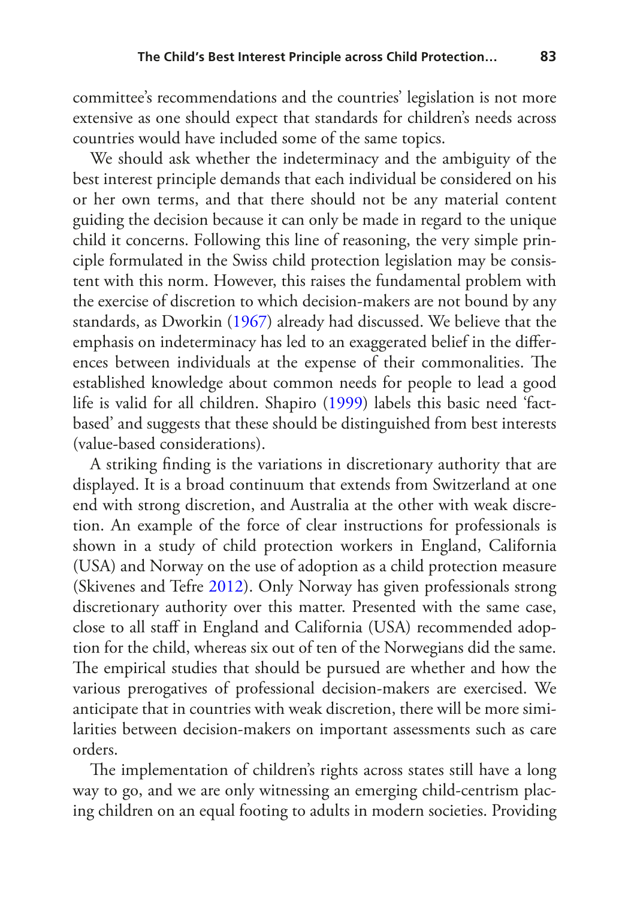committee's recommendations and the countries' legislation is not more extensive as one should expect that standards for children's needs across countries would have included some of the same topics.

We should ask whether the indeterminacy and the ambiguity of the best interest principle demands that each individual be considered on his or her own terms, and that there should not be any material content guiding the decision because it can only be made in regard to the unique child it concerns. Following this line of reasoning, the very simple principle formulated in the Swiss child protection legislation may be consistent with this norm. However, this raises the fundamental problem with the exercise of discretion to which decision-makers are not bound by any standards, as Dworkin (1967) already had discussed. We believe that the emphasis on indeterminacy has led to an exaggerated belief in the differences between individuals at the expense of their commonalities. The established knowledge about common needs for people to lead a good life is valid for all children. Shapiro (1999) labels this basic need 'fact-based' and suggests that these should be distinguished from best interests (value-based considerations).

A striking finding is the variations in discretionary authority that are displayed. It is a broad continuum that extends from Switzerland at one end with strong discretion, and Australia at the other with weak discretion. An example of the force of clear instructions for professionals is shown in a study of child protection workers in England, California (USA) and Norway on the use of adoption as a child protection measure (Skivenes and Tefre 2012). Only Norway has given professionals strong discretionary authority over this matter. Presented with the same case, close to all staff in England and California (USA) recommended adoption for the child, whereas six out of ten of the Norwegians did the same. The empirical studies that should be pursued are whether and how the various prerogatives of professional decision-makers are exercised. We anticipate that in countries with weak discretion, there will be more similarities between decision-makers on important assessments such as care orders.

The implementation of children's rights across states still have a long way to go, and we are only witnessing an emerging child-centrism placing children on an equal footing to adults in modern societies. Providing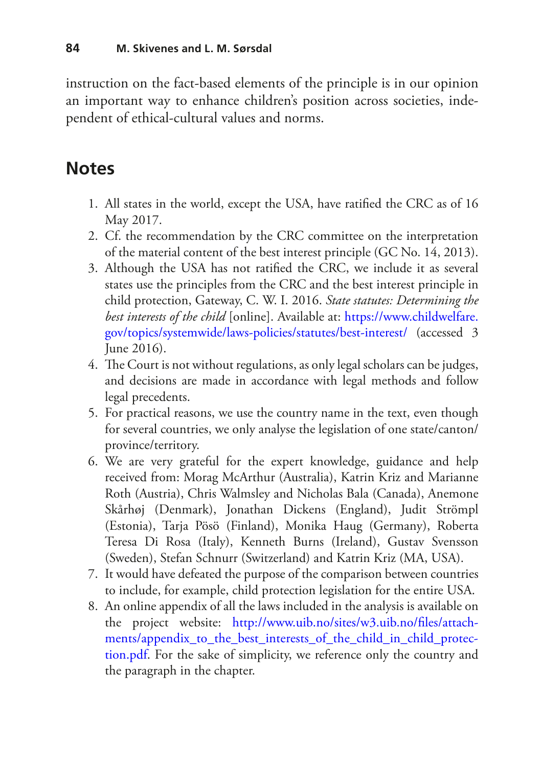instruction on the fact-based elements of the principle is in our opinion an important way to enhance children's position across societies, independent of ethical-cultural values and norms.

## Notes

1. All states in the world, except the USA, have ratified the CRC as of 16 May 2017.
2. Cf. the recommendation by the CRC committee on the interpretation of the material content of the best interest principle (GC No. 14, 2013).
3. Although the USA has not ratified the CRC, we include it as several states use the principles from the CRC and the best interest principle in child protection, Gateway, C. W. I. 2016. *State statutes: Determining the best interests of the child* [online]. Available at: https://www.childwelfare.gov/topics/systemwide/laws-policies/statutes/best-interest/ (accessed 3 June 2016).
4. The Court is not without regulations, as only legal scholars can be judges, and decisions are made in accordance with legal methods and follow legal precedents.
5. For practical reasons, we use the country name in the text, even though for several countries, we only analyse the legislation of one state/canton/province/territory.
6. We are very grateful for the expert knowledge, guidance and help received from: Morag McArthur (Australia), Katrin Kriz and Marianne Roth (Austria), Chris Walmsley and Nicholas Bala (Canada), Anemone Skårhøj (Denmark), Jonathan Dickens (England), Judit Strömpl (Estonia), Tarja Pösö (Finland), Monika Haug (Germany), Roberta Teresa Di Rosa (Italy), Kenneth Burns (Ireland), Gustav Svensson (Sweden), Stefan Schnurr (Switzerland) and Katrin Kriz (MA, USA).
7. It would have defeated the purpose of the comparison between countries to include, for example, child protection legislation for the entire USA.
8. An online appendix of all the laws included in the analysis is available on the project website: http://www.uib.no/sites/w3.uib.no/files/attachments/appendix_to_the_best_interests_of_the_child_in_child_protection.pdf. For the sake of simplicity, we reference only the country and the paragraph in the chapter.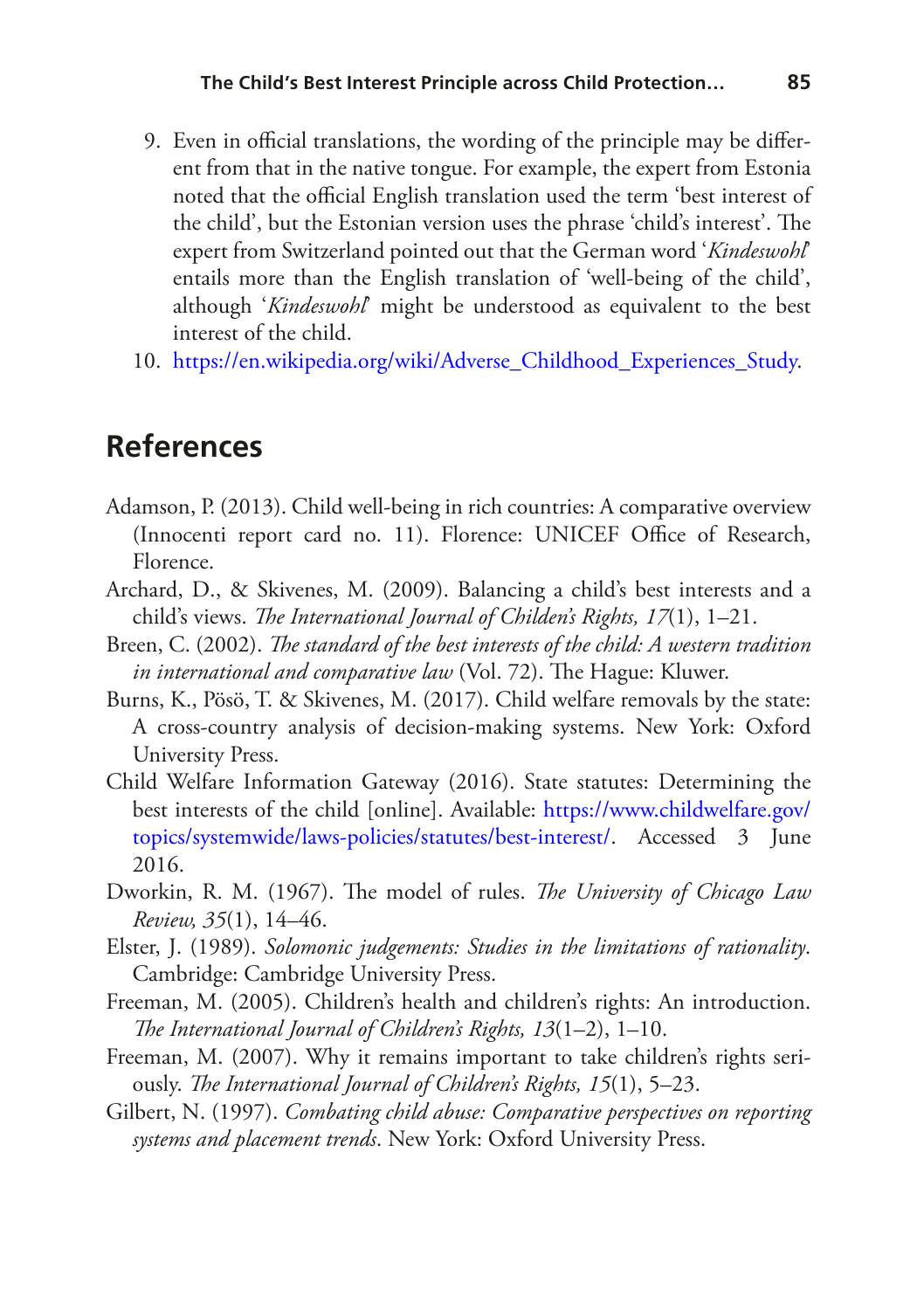9. Even in official translations, the wording of the principle may be different from that in the native tongue. For example, the expert from Estonia noted that the official English translation used the term 'best interest of the child', but the Estonian version uses the phrase 'child's interest'. The expert from Switzerland pointed out that the German word '*Kindeswohl*' entails more than the English translation of 'well-being of the child', although '*Kindeswohl*' might be understood as equivalent to the best interest of the child.
10. https://en.wikipedia.org/wiki/Adverse_Childhood_Experiences_Study.

## References

Adamson, P. (2013). Child well-being in rich countries: A comparative overview (Innocenti report card no. 11). Florence: UNICEF Office of Research, Florence.

Archard, D., & Skivenes, M. (2009). Balancing a child's best interests and a child's views. *The International Journal of Children's Rights, 17*(1), 1–21.

Breen, C. (2002). *The standard of the best interests of the child: A western tradition in international and comparative law* (Vol. 72). The Hague: Kluwer.

Burns, K., Pösö, T. & Skivenes, M. (2017). Child welfare removals by the state: A cross-country analysis of decision-making systems. New York: Oxford University Press.

Child Welfare Information Gateway (2016). State statutes: Determining the best interests of the child [online]. Available: https://www.childwelfare.gov/topics/systemwide/laws-policies/statutes/best-interest/. Accessed 3 June 2016.

Dworkin, R. M. (1967). The model of rules. *The University of Chicago Law Review, 35*(1), 14–46.

Elster, J. (1989). *Solomonic judgements: Studies in the limitations of rationality*. Cambridge: Cambridge University Press.

Freeman, M. (2005). Children's health and children's rights: An introduction. *The International Journal of Children's Rights, 13*(1–2), 1–10.

Freeman, M. (2007). Why it remains important to take children's rights seriously. *The International Journal of Children's Rights, 15*(1), 5–23.

Gilbert, N. (1997). *Combating child abuse: Comparative perspectives on reporting systems and placement trends*. New York: Oxford University Press.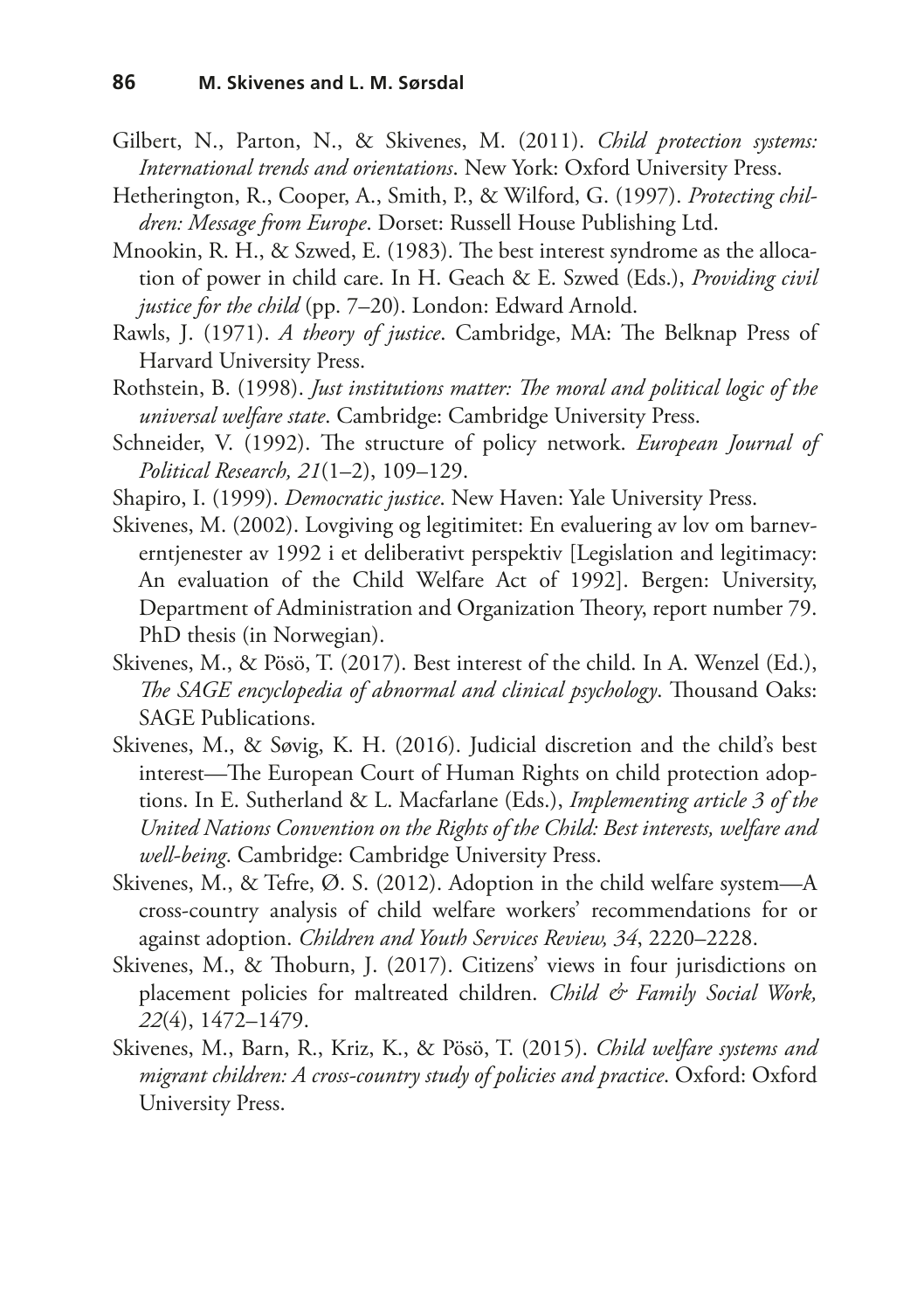Gilbert, N., Parton, N., & Skivenes, M. (2011). *Child protection systems: International trends and orientations*. New York: Oxford University Press.

Hetherington, R., Cooper, A., Smith, P., & Wilford, G. (1997). *Protecting children: Message from Europe*. Dorset: Russell House Publishing Ltd.

Mnookin, R. H., & Szwed, E. (1983). The best interest syndrome as the allocation of power in child care. In H. Geach & E. Szwed (Eds.), *Providing civil justice for the child* (pp. 7–20). London: Edward Arnold.

Rawls, J. (1971). *A theory of justice*. Cambridge, MA: The Belknap Press of Harvard University Press.

Rothstein, B. (1998). *Just institutions matter: The moral and political logic of the universal welfare state*. Cambridge: Cambridge University Press.

Schneider, V. (1992). The structure of policy network. *European Journal of Political Research, 21*(1–2), 109–129.

Shapiro, I. (1999). *Democratic justice*. New Haven: Yale University Press.

Skivenes, M. (2002). Lovgiving og legitimitet: En evaluering av lov om barneverntjenester av 1992 i et deliberativt perspektiv [Legislation and legitimacy: An evaluation of the Child Welfare Act of 1992]. Bergen: University, Department of Administration and Organization Theory, report number 79. PhD thesis (in Norwegian).

Skivenes, M., & Pösö, T. (2017). Best interest of the child. In A. Wenzel (Ed.), *The SAGE encyclopedia of abnormal and clinical psychology*. Thousand Oaks: SAGE Publications.

Skivenes, M., & Søvig, K. H. (2016). Judicial discretion and the child's best interest—The European Court of Human Rights on child protection adoptions. In E. Sutherland & L. Macfarlane (Eds.), *Implementing article 3 of the United Nations Convention on the Rights of the Child: Best interests, welfare and well-being*. Cambridge: Cambridge University Press.

Skivenes, M., & Tefre, Ø. S. (2012). Adoption in the child welfare system—A cross-country analysis of child welfare workers' recommendations for or against adoption. *Children and Youth Services Review, 34*, 2220–2228.

Skivenes, M., & Thoburn, J. (2017). Citizens' views in four jurisdictions on placement policies for maltreated children. *Child & Family Social Work, 22*(4), 1472–1479.

Skivenes, M., Barn, R., Kriz, K., & Pösö, T. (2015). *Child welfare systems and migrant children: A cross-country study of policies and practice*. Oxford: Oxford University Press.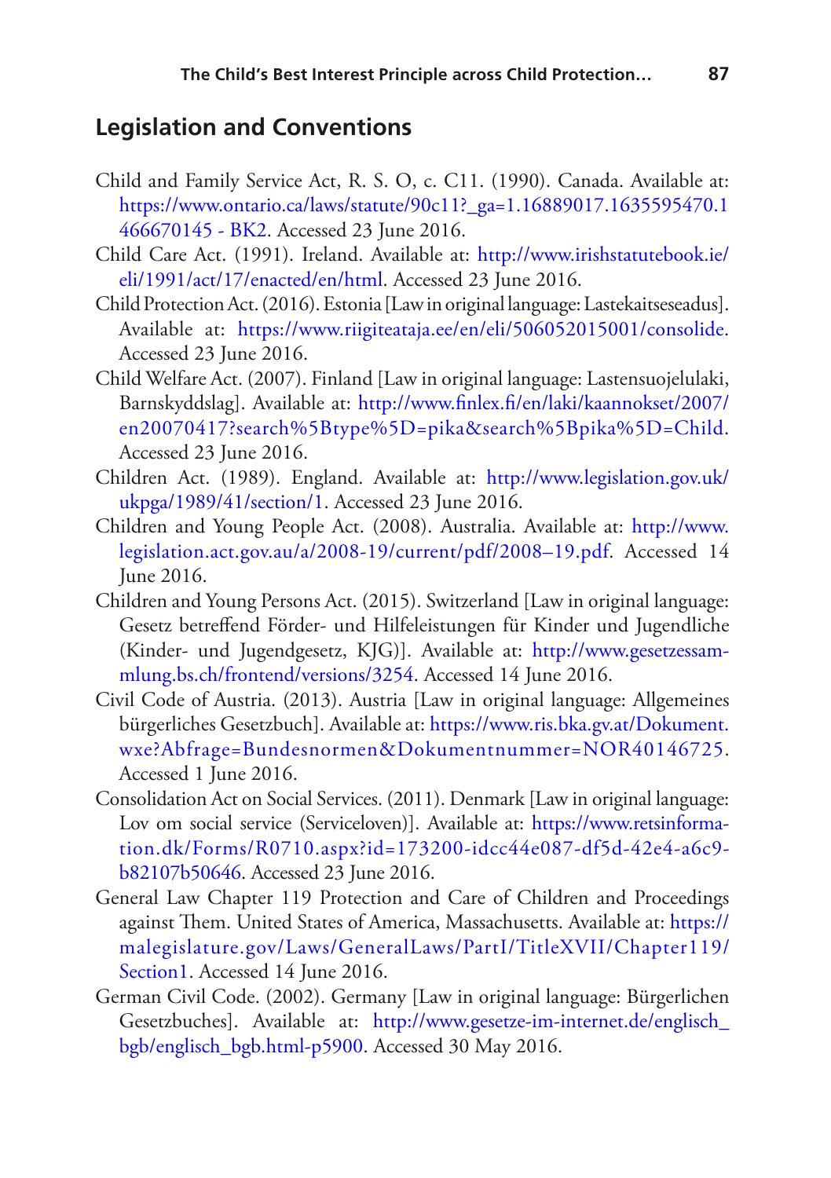## Legislation and Conventions

Child and Family Service Act, R. S. O, c. C11. (1990). Canada. Available at: https://www.ontario.ca/laws/statute/90c11?_ga=1.16889017.1635595470.1466670145 - BK2. Accessed 23 June 2016.

Child Care Act. (1991). Ireland. Available at: http://www.irishstatutebook.ie/eli/1991/act/17/enacted/en/html. Accessed 23 June 2016.

Child Protection Act. (2016). Estonia [Law in original language: Lastekaitseseadus]. Available at: https://www.riigiteataja.ee/en/eli/506052015001/consolide. Accessed 23 June 2016.

Child Welfare Act. (2007). Finland [Law in original language: Lastensuojelulaki, Barnskyddslag]. Available at: http://www.finlex.fi/en/laki/kaannokset/2007/en20070417?search%5Btype%5D=pika&search%5Bpika%5D=Child. Accessed 23 June 2016.

Children Act. (1989). England. Available at: http://www.legislation.gov.uk/ukpga/1989/41/section/1. Accessed 23 June 2016.

Children and Young People Act. (2008). Australia. Available at: http://www.legislation.act.gov.au/a/2008-19/current/pdf/2008–19.pdf. Accessed 14 June 2016.

Children and Young Persons Act. (2015). Switzerland [Law in original language: Gesetz betreffend Förder- und Hilfeleistungen für Kinder und Jugendliche (Kinder- und Jugendgesetz, KJG)]. Available at: http://www.gesetzessammlung.bs.ch/frontend/versions/3254. Accessed 14 June 2016.

Civil Code of Austria. (2013). Austria [Law in original language: Allgemeines bürgerliches Gesetzbuch]. Available at: https://www.ris.bka.gv.at/Dokument.wxe?Abfrage=Bundesnormen&Dokumentnummer=NOR40146725. Accessed 1 June 2016.

Consolidation Act on Social Services. (2011). Denmark [Law in original language: Lov om social service (Serviceloven)]. Available at: https://www.retsinformation.dk/Forms/R0710.aspx?id=173200-idcc44e087-df5d-42e4-a6c9-b82107b50646. Accessed 23 June 2016.

General Law Chapter 119 Protection and Care of Children and Proceedings against Them. United States of America, Massachusetts. Available at: https://malegislature.gov/Laws/GeneralLaws/PartI/TitleXVII/Chapter119/Section1. Accessed 14 June 2016.

German Civil Code. (2002). Germany [Law in original language: Bürgerlichen Gesetzbuches]. Available at: http://www.gesetze-im-internet.de/englisch_bgb/englisch_bgb.html-p5900. Accessed 30 May 2016.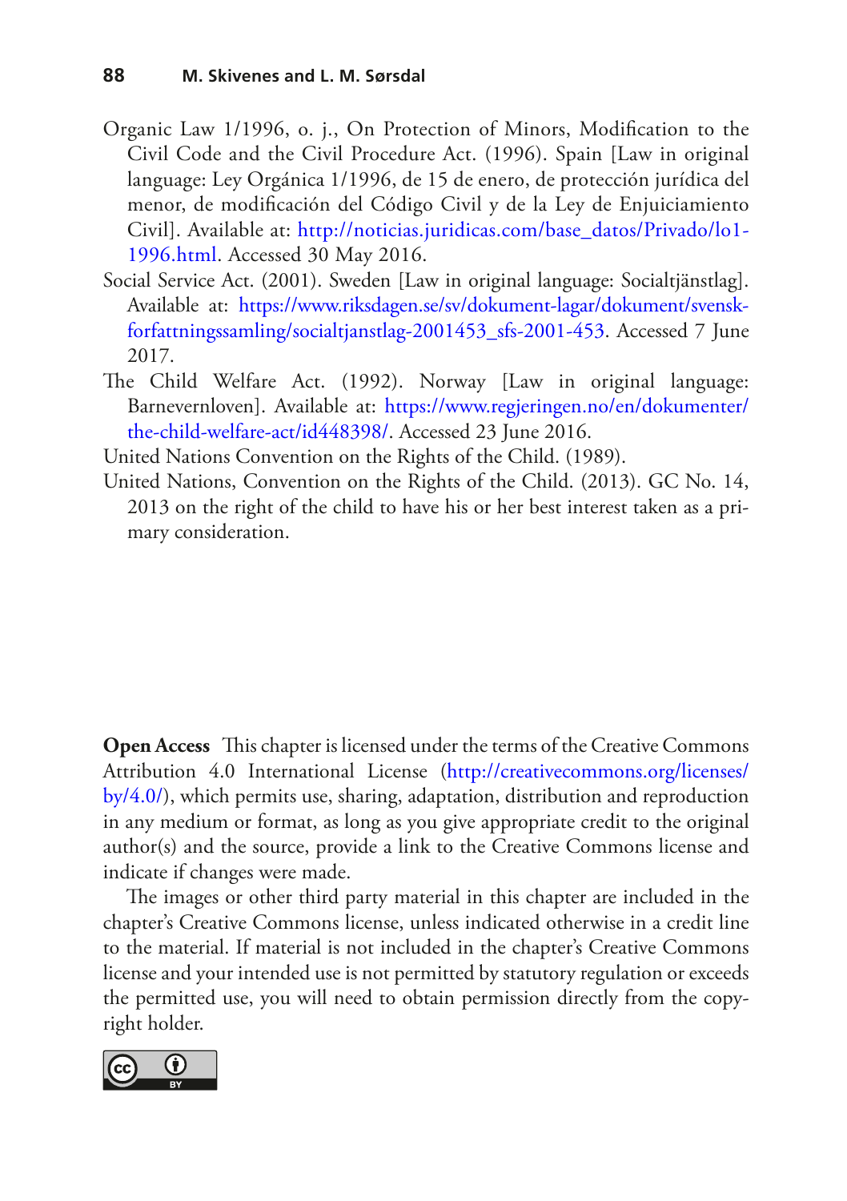Organic Law 1/1996, o. j., On Protection of Minors, Modification to the Civil Code and the Civil Procedure Act. (1996). Spain [Law in original language: Ley Orgánica 1/1996, de 15 de enero, de protección jurídica del menor, de modificación del Código Civil y de la Ley de Enjuiciamiento Civil]. Available at: http://noticias.juridicas.com/base_datos/Privado/lo1-1996.html. Accessed 30 May 2016.

Social Service Act. (2001). Sweden [Law in original language: Socialtjänstlag]. Available at: https://www.riksdagen.se/sv/dokument-lagar/dokument/svensk-forfattningssamling/socialtjanstlag-2001453_sfs-2001-453. Accessed 7 June 2017.

The Child Welfare Act. (1992). Norway [Law in original language: Barnevernloven]. Available at: https://www.regjeringen.no/en/dokumenter/the-child-welfare-act/id448398/. Accessed 23 June 2016.

United Nations Convention on the Rights of the Child. (1989).

United Nations, Convention on the Rights of the Child. (2013). GC No. 14, 2013 on the right of the child to have his or her best interest taken as a primary consideration.

**Open Access** This chapter is licensed under the terms of the Creative Commons Attribution 4.0 International License (http://creativecommons.org/licenses/by/4.0/), which permits use, sharing, adaptation, distribution and reproduction in any medium or format, as long as you give appropriate credit to the original author(s) and the source, provide a link to the Creative Commons license and indicate if changes were made.

The images or other third party material in this chapter are included in the chapter's Creative Commons license, unless indicated otherwise in a credit line to the material. If material is not included in the chapter's Creative Commons license and your intended use is not permitted by statutory regulation or exceeds the permitted use, you will need to obtain permission directly from the copyright holder.